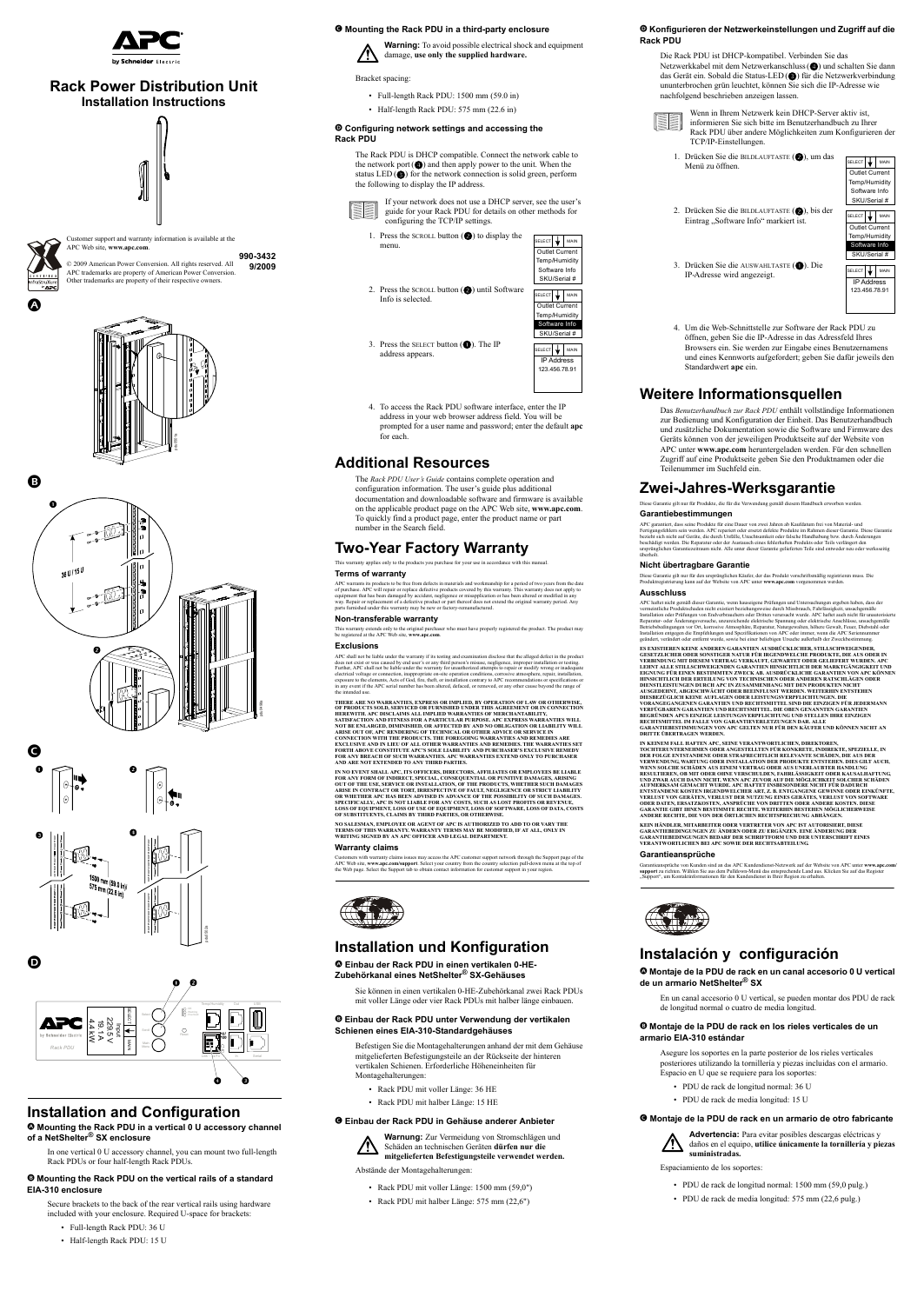# Rack Power Distribution Unit

## Installation Instructions

Customer support and warranty information is available at the APC Web site, **www.apc.com**.

© 2009 American Power Conversion. All rights reserved. All APC trademarks are property of American Power Conversion. Other trademarks are property of their respective owners.

**990-3432**
**9/2009**

A

B

36 U / 15 U

C

1500 mm (59.0 in)
575 mm (22.6 in)

D

## Installation and Configuration

### A Mounting the Rack PDU in a vertical 0 U accessory channel of a NetShelter® SX enclosure

In one vertical 0 U accessory channel, you can mount two full-length Rack PDUs or four half-length Rack PDUs.

### B Mounting the Rack PDU on the vertical rails of a standard EIA-310 enclosure

Secure brackets to the back of the rear vertical rails using hardware included with your enclosure. Required U-space for brackets:

- Full-length Rack PDU: 36 U
- Half-length Rack PDU: 15 U

### C Mounting the Rack PDU in a third-party enclosure

**Warning:** To avoid possible electrical shock and equipment damage, **use only the supplied hardware.**

Bracket spacing:

- Full-length Rack PDU: 1500 mm (59.0 in)
- Half-length Rack PDU: 575 mm (22.6 in)

### D Configuring network settings and accessing the Rack PDU

The Rack PDU is DHCP compatible. Connect the network cable to the network port (4) and then apply power to the unit. When the status LED (3) for the network connection is solid green, perform the following to display the IP address.

If your network does not use a DHCP server, see the user's guide for your Rack PDU for details on other methods for configuring the TCP/IP settings.

1. Press the SCROLL button (2) to display the menu.
2. Press the SCROLL button (2) until Software Info is selected.
3. Press the SELECT button (1). The IP address appears.
4. To access the Rack PDU software interface, enter the IP address in your web browser address field. You will be prompted for a user name and password; enter the default **apc** for each.

## Additional Resources

The *Rack PDU User's Guide* contains complete operation and configuration information. The user's guide plus additional documentation and downloadable software and firmware is available on the applicable product page on the APC Web site, **www.apc.com**. To quickly find a product page, enter the product name or part number in the Search field.

## Two-Year Factory Warranty

This warranty applies only to the products you purchase for your use in accordance with this manual.

### Terms of warranty

APC warrants its products to be free from defects in materials and workmanship for a period of two years from the date of purchase. APC will repair or replace defective products covered by this warranty. This warranty does not apply to equipment that has been damaged by accident, negligence or misapplication or has been altered or modified in any way. Repair or replacement of a defective product or part thereof does not extend the original warranty period. Any parts furnished under this warranty may be new or factory-remanufactured.

### Non-transferable warranty

This warranty extends only to the original purchaser who must have properly registered the product. The product may be registered at the APC Web site, **www.apc.com**.

### Exclusions

APC shall not be liable under the warranty if its testing and examination disclose that the alleged defect in the product does not exist or was caused by end user's or any third person's misuse, negligence, improper installation or testing. Further, APC shall not be liable under the warranty for unauthorized attempts to repair or modify wrong or inadequate electrical voltage or connection, inappropriate on-site operation conditions, corrosive atmosphere, repair, installation, exposure to the elements, Acts of God, fire, theft, or installation contrary to APC recommendations or specifications or in any event if the APC serial number has been altered, defaced, or removed, or any other cause beyond the range of the intended use.

THERE ARE NO WARRANTIES, EXPRESS OR IMPLIED, BY OPERATION OF LAW OR OTHERWISE, OF PRODUCTS SOLD, SERVICED OR FURNISHED UNDER THIS AGREEMENT OR IN CONNECTION HEREWITH. APC DISCLAIMS ALL IMPLIED WARRANTIES OF MERCHANTABILITY, SATISFACTION AND FITNESS FOR A PARTICULAR PURPOSE. APC EXPRESS WARRANTIES WILL NOT BE ENLARGED, DIMINISHED, OR AFFECTED BY AND NO OBLIGATION OR LIABILITY WILL ARISE OUT OF, APC RENDERING OF TECHNICAL OR OTHER ADVICE OR SERVICE IN CONNECTION WITH THE PRODUCTS. THE FOREGOING WARRANTIES AND REMEDIES ARE EXCLUSIVE AND IN LIEU OF ALL OTHER WARRANTIES AND REMEDIES. THE WARRANTIES SET FORTH ABOVE CONSTITUTE APC'S SOLE LIABILITY AND PURCHASER'S EXCLUSIVE REMEDY FOR ANY BREACH OF SUCH WARRANTIES. APC WARRANTIES EXTEND ONLY TO PURCHASER AND ARE NOT EXTENDED TO ANY THIRD PARTIES.

IN NO EVENT SHALL APC, ITS OFFICERS, DIRECTORS, AFFILIATES OR EMPLOYEES BE LIABLE FOR ANY FORM OF INDIRECT, SPECIAL, CONSEQUENTIAL OR PUNITIVE DAMAGES, ARISING OUT OF THE USE, SERVICE OR INSTALLATION, OF THE PRODUCTS, WHETHER SUCH DAMAGES ARISE IN CONTRACT OR TORT, IRRESPECTIVE OF FAULT, NEGLIGENCE OR STRICT LIABILITY OR WHETHER APC HAS BEEN ADVISED IN ADVANCE OF THE POSSIBILITY OF SUCH DAMAGES. SPECIFICALLY, APC IS NOT LIABLE FOR ANY COSTS, SUCH AS LOST PROFITS OR REVENUE, LOSS OF EQUIPMENT, LOSS OF USE OF EQUIPMENT, LOSS OF SOFTWARE, LOSS OF DATA, COSTS OF SUBSTITUENTS, CLAIMS BY THIRD PARTIES, OR OTHERWISE.

NO SALESMAN, EMPLOYEE OR AGENT OF APC IS AUTHORIZED TO ADD TO OR VARY THE TERMS OF THIS WARRANTY. WARRANTY TERMS MAY BE MODIFIED, IF AT ALL, ONLY IN WRITING SIGNED BY AN APC OFFICER AND LEGAL DEPARTMENT.

### Warranty claims

Customers with warranty claims issues may access the APC customer support network through the Support page of the APC Web site, **www.apc.com/support**. Select your country from the country selection pull-down menu at the top of the Web page. Select the Support tab to obtain contact information for customer support in your region.

## Installation und Konfiguration

### A Einbau der Rack PDU in einen vertikalen 0-HE-Zubehörkanal eines NetShelter® SX-Gehäuses

Sie können in einen vertikalen 0-HE-Zubehörkanal zwei Rack PDUs mit voller Länge oder vier Rack PDUs mit halber Länge einbauen.

### B Einbau der Rack PDU unter Verwendung der vertikalen Schienen eines EIA-310-Standardgehäuses

Befestigen Sie die Montagehalterungen anhand der mit dem Gehäuse mitgelieferten Befestigungsteile an der Rückseite der hinteren vertikalen Schienen. Erforderliche Höheneinheiten für Montagehalterungen:

- Rack PDU mit voller Länge: 36 HE
- Rack PDU mit halber Länge: 15 HE

### C Einbau der Rack PDU in Gehäuse anderer Anbieter

**Warnung:** Zur Vermeidung von Stromschlägen und Schäden an technischen Geräten **dürfen nur die mitgelieferten Befestigungsteile verwendet werden.**

Abstände der Montagehalterungen:

- Rack PDU mit voller Länge: 1500 mm (59,0")
- Rack PDU mit halber Länge: 575 mm (22,6")

### D Konfigurieren der Netzwerkeinstellungen und Zugriff auf die Rack PDU

Die Rack PDU ist DHCP-kompatibel. Verbinden Sie das Netzwerkkabel mit dem Netzwerkanschluss (4) und schalten Sie dann das Gerät ein. Sobald die Status-LED (3) für die Netzwerkverbindung ununterbrochen grün leuchtet, können Sie sich die IP-Adresse wie nachfolgend beschrieben anzeigen lassen.

Wenn in Ihrem Netzwerk kein DHCP-Server aktiv ist, informieren Sie sich bitte im Benutzerhandbuch zu Ihrer Rack PDU über andere Möglichkeiten zum Konfigurieren der TCP/IP-Einstellungen.

1. Drücken Sie die BILDLAUFTASTE (2), um das Menü zu öffnen.
2. Drücken Sie die BILDLAUFTASTE (2), bis der Eintrag „Software Info" markiert ist.
3. Drücken Sie die AUSWAHLTASTE (1). Die IP-Adresse wird angezeigt.
4. Um die Web-Schnittstelle zur Software der Rack PDU zu öffnen, geben Sie die IP-Adresse in das Adressfeld Ihres Browsers ein. Sie werden zur Eingabe eines Benutzernamens und eines Kennworts aufgefordert; geben Sie dafür jeweils den Standardwert **apc** ein.

## Weitere Informationsquellen

Das *Benutzerhandbuch zur Rack PDU* enthält vollständige Informationen zur Bedienung und Konfiguration der Einheit. Das Benutzerhandbuch und zusätzliche Dokumentation sowie die Software und Firmware des Geräts können von der jeweiligen Produktseite auf der Website von APC unter **www.apc.com** heruntergeladen werden. Für den schnellen Zugriff auf eine Produktseite geben Sie den Produktnamen oder die Teilenummer im Suchfeld ein.

## Zwei-Jahres-Werksgarantie

Diese Garantie gilt nur für Produkte, die für die Verwendung gemäß diesem Handbuch erworben werden.

### Garantiebestimmungen

APC garantiert, dass seine Produkte für eine Dauer von zwei Jahren ab Kaufdatum frei von Material- und Fertigungsfehlern sein werden. APC repariert oder ersetzt defekte Produkte im Rahmen dieser Garantie. Diese Garantie bezieht sich nicht auf Geräte, die durch Unfälle, Unachtsamkeit oder falsche Handhabung bzw. durch Änderungen beschädigt wurden. Die Reparatur oder der Austausch eines fehlerhaften Produkts oder Teils verlängert den ursprünglichen Garantiezeitraum nicht. Alle unter dieser Garantie gelieferten Teile sind entweder neu oder werkseitig überholt.

### Nicht übertragbare Garantie

Diese Garantie gilt nur für den ursprünglichen Käufer, der das Produkt vorschriftsmäßig registrieren muss. Die Produktregistrierung kann auf der Website von APC unter **www.apc.com** vorgenommen werden.

### Ausschluss

APC haftet nicht gemäß dieser Garantie, wenn ausseigene Prüfungen und Untersuchungen ergeben haben, dass der vermeintliche Produktschaden nicht existiert beziehungsweise durch Missbrauch, Fahrlässigkeit, unsachgemäße Installation oder Prüfungen von Endverbrauchern oder Dritten verursacht wurde. APC haftet auch nicht für unautorisierte Reparatur- oder Änderungsversuche, unzureichende elektrische Spannung oder elektrische Anschlüsse, unsachgemäße Betriebsbedingungen vor Ort, korrosive Atmosphäre, Reparatur, Naturgewalten, höhere Gewalt, Feuer, Diebstahl oder Installation entgegen den Empfehlungen und Spezifikationen von APC oder immer, wenn die APC Seriennummer geändert, verändert oder entfernt wurde, sowie bei einer beliebigen Ursache außerhalb der Zweckbestimmung.

ES EXISTIEREN KEINE ANDEREN GARANTIEN AUSDRÜCKLICHER, STILLSCHWEIGENDER, GESETZLICHER ODER SONSTIGER NATUR FÜR IRGENDWELCHE PRODUKTE, DIE AUS ODER IN VERBINDUNG MIT DIESEM VERTRAG VERKAUFT, GEWARTET ODER GELIEFERT WURDEN. APC LEHNT ALLE STILLSCHWEIGENDEN GARANTIEN HINSICHTLICH DER MARKTGÄNGIGKEIT UND EIGNUNG FÜR EINEN BESTIMMTEN ZWECK AB. AUSDRÜCKLICHE GARANTIEN VON APC KÖNNEN HINSICHTLICH DER ERTEILUNG VON TECHNISCHEN ODER ANDEREN RATSCHLÄGEN ODER DIENSTLEISTUNGEN DURCH APC IN ZUSAMMENHANG MIT DEN PRODUKTEN NICHT AUSGEDEHNT, ABGESCHWÄCHT ODER BEEINFLUSST WERDEN. WEITERHIN ENTSTEHEN DIESBEZÜGLICH KEINE AUFLAGEN ODER LEISTUNGSVERPFLICHTUNGEN. DIE VORANGEGANGENEN GARANTIEN UND RECHTSMITTEL SIND DIE EINZIGEN FÜR JEDERMANN VERFÜGBAREN GARANTIEN UND RECHTSMITTEL. DIE OBEN GENANNTEN GARANTIEN BEGRÜNDEN APCS EINZIGE LEISTUNGSVERPFLICHTUNG UND STELLEN IHRE EINZIGEN RECHTSMITTEL IM FALLE VON GARANTIEVERLETZUNGEN DAR. ALLE GARANTIEBESTIMMUNGEN VON APC GELTEN NUR FÜR DEN KÄUFER UND KÖNNEN NICHT AN DRITTE ÜBERTRAGEN WERDEN.

IN KEINEM FALL HAFTEN APC, SEINE VERANTWORTLICHEN, DIREKTOREN, TOCHTERUNTERNEHMEN ODER ANGESTELLTEN FÜR KONKRETE, INDIREKTE, SPEZIELLE, IN DER FOLGE ENTSTANDENE ODER STRAFRECHTLICH RELEVANTE SCHÄDEN, DIE AUS DER VERWENDUNG, WARTUNG ODER INSTALLATION DER PRODUKTE ENTSTEHEN. DIES GILT AUCH, WENN SOLCHE SCHÄDEN AUS EINEM VERTRAG ODER AUS UNERLAUBTER HANDLUNG RESULTIEREN, OB MIT ODER OHNE VERSCHULDEN, FAHRLÄSSIGKEIT ODER KAUSALHAFTUNG, UND ZWAR AUCH DANN NICHT, WENN APC ZUVOR AUF DIE MÖGLICHKEIT SOLCHER SCHÄDEN AUFMERKSAM GEMACHT WURDE. APC HAFTET INSBESONDERE NICHT FÜR DADURCH ENTSTANDENE KOSTEN IRGENDWELCHER ART, Z. B. ENTGANGENE GEWINNE ODER EINKÜNFTE, VERLUST VON GERÄTEN, VERLUST DER NUTZUNG EINES GERÄTES, VERLUST VON SOFTWARE ODER DATEN, ERSATZKOSTEN, ANSPRÜCHE VON DRITTEN ODER ANDERE KOSTEN. DIESE GARANTIE GIBT IHNEN BESTIMMTE RECHTE. WEITERHIN BESTEHEN MÖGLICHERWEISE ANDERE RECHTE, DIE VON DER ÖRTLICHEN RECHTSPRECHUNG ABHÄNGEN.

KEIN HÄNDLER, MITARBEITER ODER VERTRETER VON APC IST AUTORISIERT, DIESE GARANTIEBEDINGUNGEN ZU ÄNDERN ODER ZU ERGÄNZEN. EINE ÄNDERUNG DER GARANTIEBEDINGUNGEN BEDARF DER SCHRIFTFORM UND DER UNTERSCHRIFT EINES VERANTWORTLICHEN BEI APC SOWIE DER RECHTSABTEILUNG.

### Garantieansprüche

Garantieansprüche von Kunden sind an das APC Kundendienst-Netzwerk auf der Website von APC unter **www.apc.com/support** zu richten. Wählen Sie aus dem Pulldown-Menü das entsprechende Land aus. Klicken Sie auf das Register „Support", um Kontaktinformationen für den Kundendienst in Ihrer Region zu erhalten.

## Instalación y configuración

### A Montaje de la PDU de rack en un canal accesorio 0 U vertical de un armario NetShelter® SX

En un canal accesorio 0 U vertical, se pueden montar dos PDU de rack de longitud normal o cuatro de media longitud.

### B Montaje de la PDU de rack en los rieles verticales de un armario EIA-310 estándar

Asegure los soportes en la parte posterior de los rieles verticales posteriores utilizando la tornillería y piezas incluidas con el armario. Espacio en U que se requiere para los soportes:

- PDU de rack de longitud normal: 36 U
- PDU de rack de media longitud: 15 U

### C Montaje de la PDU de rack en un armario de otro fabricante

**Advertencia:** Para evitar posibles descargas eléctricas y daños en el equipo, **utilice únicamente la tornillería y piezas suministradas.**

Espaciamiento de los soportes:

- PDU de rack de longitud normal: 1500 mm (59,0 pulg.)
- PDU de rack de media longitud: 575 mm (22,6 pulg.)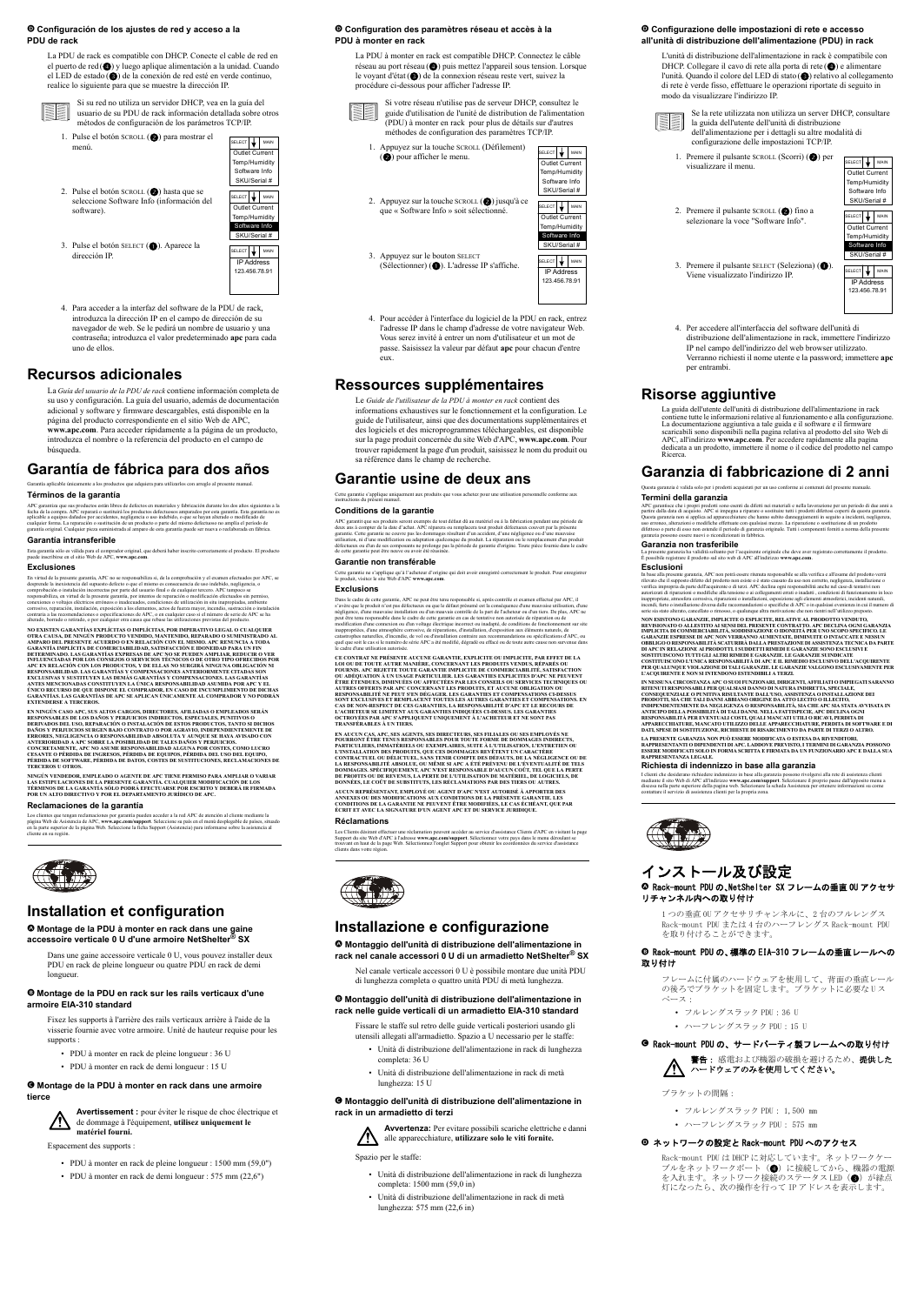### Ⓓ Configuración de los ajustes de red y acceso a la PDU de rack

La PDU de rack es compatible con DHCP. Conecte el cable de red en el puerto de red (❹) y luego aplique alimentación a la unidad. Cuando el LED de estado (❸) de la conexión de red esté en verde continuo, realice lo siguiente para que se muestre la dirección IP.

Si su red no utiliza un servidor DHCP, vea en la guía del usuario de su PDU de rack información detallada sobre otros métodos de configuración de los parámetros TCP/IP.

1. Pulse el botón SCROLL (❷) para mostrar el menú.

   SELECT | ↓ | MAIN
   Outlet Current
   Temp/Humidity
   Software Info
   SKU/Serial #

2. Pulse el botón SCROLL (❷) hasta que se seleccione Software Info (información del software).

   SELECT | ↓ | MAIN
   Outlet Current
   Temp/Humidity
   **Software Info**
   SKU/Serial #

3. Pulse el botón SELECT (❶). Aparece la dirección IP.

   SELECT | ↓ | MAIN
   IP Address
   123.456.78.91

4. Para acceder a la interfaz del software de la PDU de rack, introduzca la dirección IP en el campo de dirección de su navegador de web. Se le pedirá un nombre de usuario y una contraseña; introduzca el valor predeterminado **apc** para cada uno de ellos.

## Recursos adicionales

La *Guía del usuario de la PDU de rack* contiene información completa de su uso y configuración. La guía del usuario, además de documentación adicional y software y firmware descargables, está disponible en la página del producto correspondiente en el sitio Web de APC, **www.apc.com**. Para acceder rápidamente a la página de un producto, introduzca el nombre o la referencia del producto en el campo de búsqueda.

## Garantía de fábrica para dos años

Garantía aplicable únicamente a los productos que adquiera para utilizarlos con arreglo al presente manual.

### Términos de la garantía

APC garantiza que sus productos estarán libres de defectos en materiales y fabricación durante los dos años siguientes a la fecha de la compra. APC reparará o sustituirá los productos defectuosos amparados por esta garantía. Esta garantía no es aplicable a equipos dañados por accidente, negligencia o uso indebido, o que se hayan alterado o modificado de cualquier forma. La reparación o sustitución de un producto o parte del mismo defectuoso no prorroga el período de garantía original. Cualquier pieza suministrada al amparo de esta garantía puede ser nueva o reelaborada en fábrica.

### Garantía intransferible

Esta garantía sólo es válida para el comprador original, que deberá haber inscrito correctamente el producto. El producto puede inscribirse en el sitio Web de APC, **www.apc.com**.

### Exclusiones

En virtud de la presente garantía, APC no se responsabilizará si, de la comprobación y el examen efectuados por APC, se desprende la inexistencia del supuesto defecto o que el mismo es consecuencia de un uso indebido, negligencia, o comprobación o instalación incorrectas por parte del usuario final o de cualquier tercero. APC tampoco se responsabilizará, en virtud de la presente garantía, por intentos de reparación o modificación no autorizados de conexiones o voltajes eléctricos erróneos o inadecuados, condiciones de utilización in situ inapropiadas, ambiente corrosivo, reparación, instalación, exposición a los elementos, actos de fuerza mayor, incendio, sustracción o instalación contraria a las recomendaciones o especificaciones de APC, o en cualquier caso si el número de serie de APC se ha alterado, borrado o retirado, o por cualquier otra causa que rebase las utilizaciones previstas del producto.

**NO EXISTEN GARANTÍAS EXPLÍCITAS O IMPLÍCITAS, POR IMPERATIVO LEGAL O CUALQUIER OTRA CAUSA, DE NINGÚN PRODUCTO VENDIDO, MANTENIDO, REPARADO O SUMINISTRADO AL AMPARO DEL PRESENTE ACUERDO O EN RELACIÓN CON EL MISMO. APC RENUNCIA A TODA GARANTÍA IMPLÍCITA DE COMERCIABILIDAD, SATISFACCIÓN E IDONEIDAD PARA UN FIN DETERMINADO. LAS GARANTÍAS EXPRESAS DE APC NO SE PUEDEN AMPLIAR, REDUCIR O VER INFLUENCIADAS POR LOS CONSEJOS O SERVICIOS TÉCNICOS O DE OTRO TIPO OFRECIDOS POR APC EN RELACIÓN CON LOS PRODUCTOS, Y DE ELLAS NO SURGIRÁ NINGUNA OBLIGACIÓN NI RESPONSABILIDAD. LAS GARANTÍAS Y COMPENSACIONES ANTERIORMENTE CITADAS SON EXCLUSIVAS Y SUSTITUYEN LAS DEMÁS GARANTÍAS Y COMPENSACIONES. LAS GARANTÍAS ANTES MENCIONADAS CONSTITUYEN LA ÚNICA RESPONSABILIDAD ASUMIDA POR APC Y EL ÚNICO RECURSO DE QUE DISPONE EL COMPRADOR, EN CASO DE INCUMPLIMIENTO DE DICHAS GARANTÍAS. LAS GARANTÍAS DE APC SE APLICAN ÚNICAMENTE AL COMPRADOR Y NO PODRÁN EXTENDERSE A TERCEROS.**

**EN NINGÚN CASO APC, SUS ALTOS CARGOS, DIRECTORES, AFILIADAS O EMPLEADOS SERÁN RESPONSABLES DE LOS DAÑOS Y PERJUICIOS INDIRECTOS, ESPECIALES, PUNITIVOS O DERIVADOS DEL USO, REPARACIÓN O INSTALACIÓN DE ESTOS PRODUCTOS, TANTO SI DICHOS DAÑOS Y PERJUICIOS SURGEN BAJO CONTRATO O POR AGRAVIO, INDEPENDIENTEMENTE DE ERRORES, NEGLIGENCIA O RESPONSABILIDAD ABSOLUTA Y AUNQUE SE HAYA AVISADO CON ANTERIORIDAD A APC SOBRE LA POSIBILIDAD DE DICHOS DAÑOS Y PERJUICIOS. CONCRETAMENTE, APC NO ASUME RESPONSABILIDAD ALGUNA POR COSTES, COMO LUCRO CESANTE O PÉRDIDA DE INGRESOS, PÉRDIDA DE EQUIPOS, PÉRDIDA DEL USO DEL EQUIPO, PÉRDIDA DE SOFTWARE, PÉRDIDA DE DATOS, COSTES DE SUSTITUCIONES, RECLAMACIONES DE TERCEROS U OTROS.**

**NINGÚN VENDEDOR, EMPLEADO O AGENTE DE APC TIENE PERMISO PARA AMPLIAR O VARIAR LAS ESTIPULACIONES DE LA PRESENTE GARANTÍA. CUALQUIER MODIFICACIÓN DE LOS TÉRMINOS DE LA GARANTÍA SÓLO PODRÁ EFECTUARSE POR ESCRITO Y DEBERÁ IR FIRMADA POR UN ALTO DIRECTIVO Y POR EL DEPARTAMENTO JURÍDICO DE APC.**

### Reclamaciones de la garantía

Los clientes que tengan reclamaciones por garantía pueden acceder a la red APC de atención al cliente mediante la página Web de Asistencia de APC, **www.apc.com/support**. Seleccione su país en el menú desplegable de países, situado en la parte superior de la página Web. Seleccione la ficha Support (Asistencia) para informarse sobre la asistencia al cliente en su región.

## Installation et configuration

### Ⓐ Montage de la PDU à monter en rack dans une gaine accessoire verticale 0 U d'une armoire NetShelter® SX

Dans une gaine accessoire verticale 0 U, vous pouvez installer deux PDU en rack de pleine longueur ou quatre PDU en rack de demi longueur.

### Ⓑ Montage de la PDU en rack sur les rails verticaux d'une armoire EIA-310 standard

Fixez les supports à l'arrière des rails verticaux arrière à l'aide de la visserie fournie avec votre armoire. Unité de hauteur requise pour les supports :

- PDU à monter en rack de pleine longueur : 36 U
- PDU à monter en rack de demi longueur : 15 U

### Ⓒ Montage de la PDU à monter en rack dans une armoire tierce

**Avertissement :** pour éviter le risque de choc électrique et de dommage à l'équipement, **utilisez uniquement le matériel fourni.**

Espacement des supports :

- PDU à monter en rack de pleine longueur : 1500 mm (59,0")
- PDU à monter en rack de demi longueur : 575 mm (22,6")

### Ⓓ Configuration des paramètres réseau et accès à la PDU à monter en rack

La PDU à monter en rack est compatible DHCP. Connectez le câble réseau au port réseau (❹) puis mettez l'appareil sous tension. Lorsque le voyant d'état (❸) de la connexion réseau reste vert, suivez la procédure ci-dessous pour afficher l'adresse IP.

Si votre réseau n'utilise pas de serveur DHCP, consultez le guide d'utilisation de l'unité de distribution de l'alimentation (PDU) à monter en rack pour plus de détails sur d'autres méthodes de configuration des paramètres TCP/IP.

1. Appuyez sur la touche SCROLL (Défilement) (❷) pour afficher le menu.

   SELECT | ↓ | MAIN
   Outlet Current
   Temp/Humidity
   Software Info
   SKU/Serial #

2. Appuyez sur la touche SCROLL (❷) jusqu'à ce que « Software Info » soit sélectionné.

   SELECT | ↓ | MAIN
   Outlet Current
   Temp/Humidity
   **Software Info**
   SKU/Serial #

3. Appuyez sur le bouton SELECT (Sélectionner) (❶). L'adresse IP s'affiche.

   SELECT | ↓ | MAIN
   IP Address
   123.456.78.91

4. Pour accéder à l'interface du logiciel de la PDU en rack, entrez l'adresse IP dans le champ d'adresse de votre navigateur Web. Vous serez invité à entrer un nom d'utilisateur et un mot de passe. Saisissez la valeur par défaut **apc** pour chacun d'entre eux.

## Ressources supplémentaires

Le *Guide de l'utilisateur de la PDU à monter en rack* contient des informations exhaustives sur le fonctionnement et la configuration. Le guide de l'utilisateur, ainsi que des documentations supplémentaires et des logiciels et des microprogrammes téléchargeables, est disponible sur la page produit concernée du site Web d'APC, **www.apc.com**. Pour trouver rapidement la page d'un produit, saisissez le nom du produit ou sa référence dans le champ de recherche.

## Garantie usine de deux ans

Cette garantie s'applique uniquement aux produits que vous achetez pour une utilisation personnelle conforme aux instructions du présent manuel.

### Conditions de la garantie

APC garantit que ses produits seront exempts de tout défaut dû au matériel ou à la fabrication pendant une période de deux ans à compter de la date d'achat. APC réparera ou remplacera tout produit défectueux couvert par la présente garantie. Cette garantie ne couvre pas les dommages résultant d'un accident, d'une négligence ou d'une mauvaise utilisation, ni d'une modification ou adaptation quelconque du produit. La réparation ou le remplacement d'un produit défectueux ou d'un de ses composants ne prolonge pas la période de garantie d'origine. Toute pièce fournie dans le cadre de cette garantie peut être neuve ou avoir été réusinée.

### Garantie non transférable

Cette garantie ne s'applique qu'à l'acheteur d'origine qui doit avoir enregistré correctement le produit. Pour enregistrer le produit, visitez le site Web d'APC **www.apc.com**.

### Exclusions

Dans le cadre de cette garantie, APC ne peut être tenu responsable si, après contrôle et examen effectué par APC, il s'avère que le produit n'est pas défectueux ou que le défaut présumé est la conséquence d'une mauvaise utilisation, d'une négligence, d'une mauvaise installation ou d'un mauvais contrôle de la part de l'acheteur ou d'un tiers. De plus, APC ne peut être tenu responsable dans le cadre de cette garantie en cas de tentative non autorisée de réparation ou de modification d'une connexion ou d'un voltage électrique incorrect ou inadapté, de conditions de fonctionnement sur site inappropriées, d'une atmosphère corrosive, de réparations, d'installation, d'exposition aux éléments naturels, de catastrophes naturelles, d'incendie, de vol ou d'installation contraire aux recommandations ou spécifications d'APC ou quel que soit le cas si le numéro de série APC a été modifié, dégradé ou effacé, ou de toute autre cause non couverte dans le cadre d'une utilisation autorisée.

**CE CONTRAT NE PRÉSENTE AUCUNE GARANTIE, EXPLICITE OU IMPLICITE, PAR EFFET DE LA LOI OU DE TOUTE AUTRE MANIÈRE, CONCERNANT LES PRODUITS VENDUS, RÉPARÉS OU FOURNIS. APC REJETTE TOUTE GARANTIE IMPLICITE DE COMMERCIABILITÉ, SATISFACTION OU ADÉQUATION À UN USAGE PARTICULIER. LES GARANTIES EXPLICITES D'APC NE PEUVENT ÊTRE ÉTENDUES, DIMINUÉES OU AFFECTÉES PAR LES CONSEILS OU SERVICES TECHNIQUES OU AUTRES OFFERTS PAR APC CONCERNANT LES PRODUITS, ET AUCUNE OBLIGATION OU RESPONSABILITÉ NE PEUT S'EN DÉGAGER. LES GARANTIES ET COMPENSATIONS CI-DESSUS SONT EXCLUSIVES ET REMPLACENT TOUTES LES AUTRES GARANTIES ET COMPENSATIONS. EN CAS DE NON-RESPECT DE CES GARANTIES, LA RESPONSABILITÉ D'APC ET LE RECOURS DE L'ACHETEUR SE LIMITENT AUX GARANTIES INDIQUÉES CI-DESSUS. LES GARANTIES OCTROYÉES PAR APC S'APPLIQUENT UNIQUEMENT À L'ACHETEUR ET NE SONT PAS TRANSFÉRABLES À UN TIERS.**

**EN AUCUN CAS, APC, SES AGENTS, SES DIRECTEURS, SES FILIALES OU SES EMPLOYÉS NE POURRONT ÊTRE TENUS RESPONSABLES POUR TOUTE FORME DE DOMMAGES INDIRECTS, PARTICULIERS, IMMATÉRIELS OU EXEMPLAIRES, SUITE À L'UTILISATION, L'ENTRETIEN OU L'INSTALLATION DES PRODUITS, QUE CES DOMMAGES REVÊTENT UN CARACTÈRE CONTRACTUEL OU DÉLICTUEL, SANS TENIR COMPTE DES DÉFAUTS, DE LA NÉGLIGENCE OU DE LA RESPONSABILITÉ ABSOLUE, OU MÊME SI APC A ÉTÉ PRÉVENU DE L'ÉVENTUALITÉ DE TELS DOMMAGES. SPÉCIFIQUEMENT, APC N'EST RESPONSABLE D'AUCUN COÛT, TEL QUE LA PERTE DE PROFITS OU DE REVENUS, LA PERTE DE L'UTILISATION DE MATÉRIEL, DE LOGICIELS, DE DONNÉES, LE COÛT DE SUBSTITUTS, LES RÉCLAMATIONS PAR DES TIERS OU AUTRES.**

**AUCUN REPRÉSENTANT, EMPLOYÉ OU AGENT D'APC N'EST AUTORISÉ À APPORTER DES ANNEXES OU DES MODIFICATIONS AUX CONDITIONS DE LA PRÉSENTE GARANTIE. LES CONDITIONS DE LA GARANTIE NE PEUVENT ÊTRE MODIFIÉES, LE CAS ÉCHÉANT, QUE PAR ÉCRIT ET AVEC LA SIGNATURE D'UN AGENT APC ET DU SERVICE JURIDIQUE.**

### Réclamations

Les Clients désirant effectuer une réclamation peuvent accéder au service d'assistance Clients d'APC en visitant la page Support du site Web d'APC à l'adresse **www.apc.com/support**. Sélectionnez votre pays dans le menu déroulant se trouvant en haut de la page Web. Sélectionnez l'onglet Support pour obtenir les coordonnées du service d'assistance clients dans votre région.

## Installazione e configurazione

### Ⓐ Montaggio dell'unità di distribuzione dell'alimentazione in rack nel canale accessori 0 U di un armadietto NetShelter® SX

Nel canale verticale accessori 0 U è possibile montare due unità PDU di lunghezza completa o quattro unità PDU di metà lunghezza.

### Ⓑ Montaggio dell'unità di distribuzione dell'alimentazione in rack nelle guide verticali di un armadietto EIA-310 standard

Fissare le staffe sul retro delle guide verticali posteriori usando gli utensili allegati all'armadietto. Spazio a U necessario per le staffe:

- Unità di distribuzione dell'alimentazione in rack di lunghezza completa: 36 U
- Unità di distribuzione dell'alimentazione in rack di metà lunghezza: 15 U

### Ⓒ Montaggio dell'unità di distribuzione dell'alimentazione in rack in un armadietto di terzi

**Avvertenza:** Per evitare possibili scariche elettriche e danni alle apparecchiature, **utilizzare solo le viti fornite.**

Spazio per le staffe:

- Unità di distribuzione dell'alimentazione in rack di lunghezza completa: 1500 mm (59,0 in)
- Unità di distribuzione dell'alimentazione in rack di metà lunghezza: 575 mm (22,6 in)

### Ⓓ Configurazione delle impostazioni di rete e accesso all'unità di distribuzione dell'alimentazione (PDU) in rack

L'unità di distribuzione dell'alimentazione in rack è compatibile con DHCP. Collegare il cavo di rete alla porta di rete (❹) e alimentare l'unità. Quando il color del LED di stato (❸) relativo al collegamento di rete è verde fisso, effettuare le operazioni riportate di seguito in modo da visualizzare l'indirizzo IP.

Se la rete utilizzata non utilizza un server DHCP, consultare la guida dell'utente dell'unità di distribuzione dell'alimentazione per i dettagli sulle altre modalità di configurazione delle impostazioni TCP/IP.

1. Premere il pulsante SCROLL (Scorri) (❷) per visualizzare il menu.

   SELECT | ↓ | MAIN
   Outlet Current
   Temp/Humidity
   Software Info
   SKU/Serial #

2. Premere il pulsante SCROLL (❷) fino a selezionare la voce "Software Info".

   SELECT | ↓ | MAIN
   Outlet Current
   Temp/Humidity
   **Software Info**
   SKU/Serial #

3. Premere il pulsante SELECT (Seleziona) (❶). Viene visualizzato l'indirizzo IP.

   SELECT | ↓ | MAIN
   IP Address
   123.456.78.91

4. Per accedere all'interfaccia del software dell'unità di distribuzione dell'alimentazione in rack, immettere l'indirizzo IP nel campo dell'indirizzo del web browser utilizzato. Verranno richiesti il nome utente e la password; immettere **apc** per entrambi.

## Risorse aggiuntive

La guida dell'utente dell'unità di distribuzione dell'alimentazione in rack contiene tutte le informazioni relative al funzionamento e alla configurazione. La documentazione aggiuntiva a tale guida e il software e il firmware scaricabili sono disponibili nella pagina relativa al prodotto del sito Web di APC, all'indirizzo **www.apc.com**. Per accedere rapidamente alla pagina dedicata a un prodotto, immettere il nome o il codice del prodotto nel campo Ricerca.

## Garanzia di fabbricazione di 2 anni

Questa garanzia è valida solo per i prodotti acquistati per un uso conforme ai contenuti del presente manuale.

### Termini della garanzia

APC garantisce che i propri prodotti sono esenti da difetti nei materiali e nella lavorazione per un periodo di due anni a partire dalla data di acquisto. APC si impegna a riparare o sostituire tutti i prodotti difettosi coperti da questa garanzia. Questa garanzia non si applica ad apparecchiature che hanno subito danneggiamenti in seguito a incidenti, negligenza, uso erroneo, alterazioni o modifiche effettuate con qualsiasi mezzo. La riparazione o sostituzione di un prodotto difettoso o parte di esso non estende il periodo di garanzia originale. Tutti i componenti forniti a norma della presente garanzia possono essere nuovi o ricondizionati in fabbrica.

### Garanzia non trasferibile

La presente garanzia ha validità soltanto per l'acquirente originale che deve aver registrato correttamente il prodotto. È possibile registrare il prodotto sul sito web di APC all'indirizzo **www.apc.com**.

### Esclusioni

In base alla presente garanzia, APC non potrà essere ritenuta responsabile se alla verifica e all'esame del prodotto verrà rilevato che il supposto difetto del prodotto non esiste o è stato causato da un uso non corretto, negligenza, installazione o verifica impropria da parte dell'acquirente o di terzi. APC declina ogni responsabilità anche nel caso di tentativi non autorizzati di riparazione o modifiche alla tensione o ai collegamenti errati o inadatti, condizioni di funzionamento in loco inappropriate, atmosfere corrosive, riparazioni o installazioni, esposizione agli elementi atmosferici, incendi, furto o installazione diversa dalle raccomandazioni o specifiche di APC o in qualsiasi evenienza in cui il numero di serie sia stato alterato, cancellato o rimosso, o qualunque altra motivazione che esuli dall'utilizzo proposto.

**NON ESISTONO GARANZIE, IMPLICITE O ESPLICITE, RELATIVE AL PRODOTTO VENDUTO, REVISIONATO O ALLESTITO AI SENSI DEL PRESENTE CONTRATTO. APC DECLINA OGNI GARANZIA IMPLICITA DI COMMERCIABILITÀ, SODDISFAZIONE O IDONEITÀ PER UNO SCOPO SPECIFICO. LE GARANZIE ESPRESSE DI APC NON VERRANNO AUMENTATE, DIMINUITE O INTACCATE E NESSUN OBBLIGO O RESPONSABILITÀ SCATURIRÀ DALLA PRESTAZIONE DI ASSISTENZA TECNICA DA PARTE DI APC IN RELAZIONE AI PRODOTTI. I SUDDETTI RIMEDI E GARANZIE SONO ESCLUSIVI E SOSTITUISCONO TUTTI GLI ALTRI RIMEDI E GARANZIE. LE GARANZIE SUINDICATE COSTITUISCONO L'UNICA RESPONSABILITÀ DI APC E IL RIMEDIO ESCLUSIVO DELL'ACQUIRENTE PER QUALUNQUE VIOLAZIONE DI TALI GARANZIE. LE GARANZIE VALGONO ESCLUSIVAMENTE PER L'ACQUIRENTE E NON SI INTENDONO ESTENDIBILI A TERZI.**

**IN NESSUNA CIRCOSTANZA APC, I SUOI FUNZIONARI, DIRIGENTI, AFFILIATI O IMPIEGATI SARANNO RITENUTI RESPONSABILI PER QUALSIASI DANNO DI NATURA INDIRETTA, SPECIALE, CONSEGUENZIALE O PUNITIVA RISULTANTE DALL'USO, ASSISTENZA O INSTALLAZIONE DEI PRODOTTI, SIA CHE TALI DANNI ABBIANO ORIGINE DA ATTO LECITO O ILLECITO, INDIPENDENTEMENTE DA NEGLIGENZA O RESPONSABILITÀ, SIA CHE APC SIA STATA AVVISATA IN ANTICIPO DELLA POSSIBILITÀ DI TALI DANNI. NELLA FATTISPECIE, APC DECLINA OGNI RESPONSABILITÀ PER EVENTUALI COSTI, QUALI MANCATI UTILI O RICAVI, PERDITA DI APPARECCHIATURE, MANCATO UTILIZZO DELLE APPARECCHIATURE, PERDITA DI SOFTWARE E DI DATI, SPESE DI SOSTITUZIONE, RICHIESTE DI RISARCIMENTO DA PARTE DI TERZI O ALTRO.**

**LA PRESENTE GARANZIA NON PUÒ ESSERE MODIFICATA O ESTESA DA RIVENDITORI, RAPPRESENTANTI O DIPENDENTI DI APC. LADDOVE PREVISTO, I TERMINI DI GARANZIA POSSONO ESSERE MODIFICATI SOLO IN FORMA SCRITTA E FIRMATA DA UN FUNZIONARIO APC E DALLA SUA RAPPRESENTANZA LEGALE.**

### Richiesta di indennizzo in base alla garanzia

I clienti che desiderano richiedere indennizzo in base alla garanzia possono rivolgersi alla rete di assistenza clienti mediante il sito Web di APC all'indirizzo **www.apc.com/support**. Selezionare il proprio paese dall'apposito menu a discesa nella parte superiore della pagina web. Selezionare la scheda Assistenza per ottenere informazioni su come contattare il servizio di assistenza clienti per la propria zona.

## インストール及び設定

### Ⓐ Rack-mount PDU の、NetShelter SX フレームの垂直 0U アクセサリチャンネル内への取り付け

１つの垂直 0U アクセサリチャンネルに、２台のフルレングス Rack-mount PDU または４台のハーフレングス Rack-mount PDU を取り付けることができます。

### Ⓑ Rack-mount PDU の、標準の EIA-310 フレームの垂直レールへの取り付け

フレームに付属のハードウェアを使用して、背面の垂直レールの後ろでブラケットを固定します。ブラケットに必要な U スペース：

- フルレングスラック PDU：36 U
- ハーフレングスラック PDU：15 U

### Ⓒ Rack-mount PDU の、サードパーティ製フレームへの取り付け

**警告：**感電および機器の破損を避けるため、**提供したハードウェアのみを使用してください。**

ブラケットの間隔：

- フルレングスラック PDU：1,500 mm
- ハーフレングスラック PDU：575 mm

### Ⓓ ネットワークの設定と Rack-mount PDU へのアクセス

Rack-mount PDU は DHCP に対応しています。ネットワークケーブルをネットワークポート（❹）に接続してから、機器の電源を入れます。ネットワーク接続のステータス LED（❸）が緑点灯になったら、次の操作を行って IP アドレスを表示します。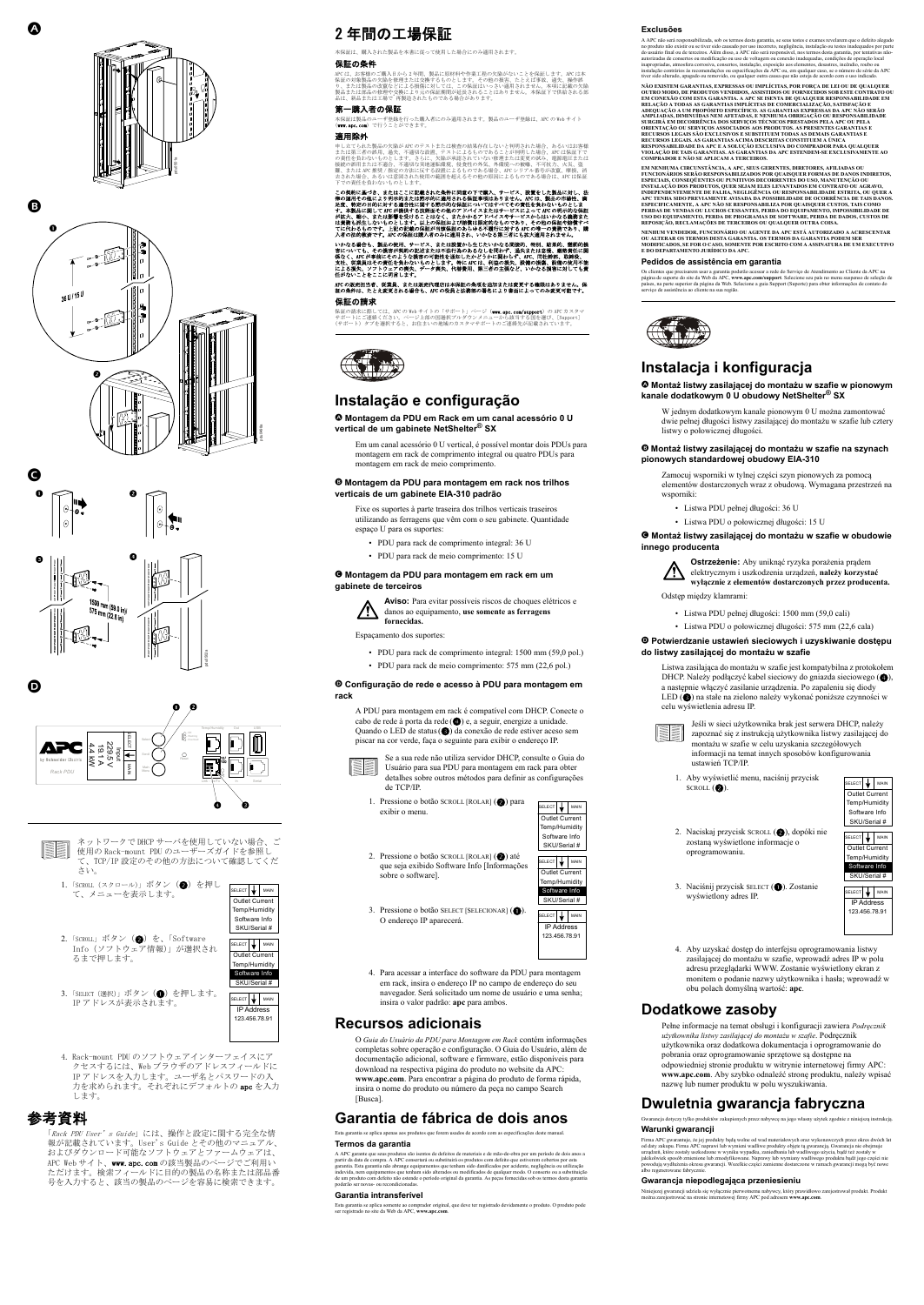# 2 年間の工場保証

本保証は、購入された製品を本書に従って使用した場合にのみ適用されます。

## 保証の条件

APC は、お客様のご購入日から 2 年間、製品に原材料や作業工程の欠陥がないことを保証します。APC は本保証の対象製品の欠陥を修理または交換するものとします。その他の損害、たとえば事故、過失、操作誤り、または製品の改造などによる損傷に対しては、この保証はいっさい適用されません。本項に記載の欠陥製品または部品の修理や交換により元の保証期間が延長されることはありません。本保証の下で供給される部品は、新品または工場で再製造されたものである場合があります。

## 第一購入者の保証

本保証は製品のユーザー登録を行った購入者にのみ適用されます。製品のユーザー登録は、APC の Web サイト (**www.apc.com**) で行うことができます。

## 適用除外

申し立てられた製品の欠陥が APC のテストまたは検査の結果存在しないと判明された場合、あるいは正常使用または第三者の誤用、過失、不適切な設置、テストによるものであることが判明した場合、APC は保証下での責任を負わないものとします。さらに、次項の承認されていない修理や改造の試み、電源電圧または接続の誤用または不適切、不適切な現場動作環境、侵食性の外気、外部電力の喪失、不可抗力、火災、盗難、または APC 推奨・指定の方法以外での設置によるものである場合、APC シリアル番号の改変、摩損、消去された場合、あるいは意図された使用の範囲を超えるその他の原因の場合にも、APC は保証下での責任を負わないものとします。

**この契約に基づき、またはここに記載された条件に関連して販売、サービス、設置をした製品に対し、法律の運用またはその他による明示的または黙示的に適用される保証事項はありません。APC は、製品の市場性、満足度、特定の目的に対する適合性に関する黙示的な保証については一切の責任を負わないものとします。本製品に関して APC が提供する技術面その他のアドバイスまたはサービスの提供により APC の明示的な保証が拡大、縮小、または影響を受けることはなく、またかかるアドバイスやサービスからはいかなる義務または責務も発生しないものとします。以上の保証および救済は排他的かつ限定的なものであり、その他の保証や救済すべてに代わるものです。上記の記載の保証が当該保証のあらゆる不履行に対する APC の唯一の責務であり、購入者の救済手段です。APC の保証は購入者のみに適用され、いかなる第三者にも拡大適用されません。**

**いかなる場合も、製品の使用、サービス、または設置から生じたいかなる間接的、特別、結果的、懲罰的損害についても、その損害が契約の記述または不法行為があるかを問わず、過失または怠慢、厳格責任に関係なく、APC が事前にそのような損害の可能性を通知したかどうかに関わらず、APC、同社職員、取締役、支社、従業員はその責任を負わないものとします。特に APC は、利益の損失、設備の損傷、設備の使用不能による損失、ソフトウェアの損失、データ損失、代替費用、第三者の主張など、いかなる損害に対しても責任がないことをここに明言します。**

**APC の販売担当者、従業員、または代理店はいずれも本保証の条項を追加または変更する権限はありません。保証の条件は、たとえ変更される場合も、APC の役員と法務部の署名により書面によってのみ変更可能です。**

## 保証の請求

保証の請求に際しては、APC の Web サイトの「サポート」ページ (**www.apc.com/support**) の APC カスタマサポートにご連絡ください。ページ上部の国選択プルダウンメニューから該当する国を選び、[Support] (サポート) タブを選択すると、お住まいの地域のカスタマサポートのご連絡先が記載されています。

# Instalação e configuração

### Ⓐ Montagem da PDU em Rack em um canal acessório 0 U vertical de um gabinete NetShelter® SX

Em um canal acessório 0 U vertical, é possível montar dois PDUs para montagem em rack de comprimento integral ou quatro PDUs para montagem em rack de meio comprimento.

### Ⓑ Montagem da PDU para montagem em rack nos trilhos verticais de um gabinete EIA-310 padrão

Fixe os suportes à parte traseira dos trilhos verticais traseiros utilizando as ferragens que vêm com o seu gabinete. Quantidade espaço U para os suportes:

- PDU para rack de comprimento integral: 36 U
- PDU para rack de meio comprimento: 15 U

### Ⓒ Montagem da PDU para montagem em rack em um gabinete de terceiros

**Aviso:** Para evitar possíveis riscos de choques elétricos e danos ao equipamento, **use somente as ferragens fornecidas.**

Espaçamento dos suportes:

- PDU para rack de comprimento integral: 1500 mm (59,0 pol.)
- PDU para rack de meio comprimento: 575 mm (22,6 pol.)

### Ⓓ Configuração de rede e acesso à PDU para montagem em rack

A PDU para montagem em rack é compatível com DHCP. Conecte o cabo de rede à porta da rede (❹) e, a seguir, energize a unidade. Quando o LED de status (❸) da conexão de rede estiver aceso sem piscar na cor verde, faça o seguinte para exibir o endereço IP.

Se a sua rede não utiliza servidor DHCP, consulte o Guia do Usuário para sua PDU para montagem em rack para obter detalhes sobre outros métodos para definir as configurações de TCP/IP.

1. Pressione o botão SCROLL [ROLAR] (❷) para exibir o menu.
2. Pressione o botão SCROLL [ROLAR] (❷) até que seja exibido Software Info [Informações sobre o software].
3. Pressione o botão SELECT [SELECIONAR] (❶). O endereço IP aparecerá.
4. Para acessar a interface do software da PDU para montagem em rack, insira o endereço IP no campo de endereço do seu navegador. Será solicitado um nome de usuário e uma senha; insira o valor padrão: **apc** para ambos.

# Recursos adicionais

O *Guia do Usuário da PDU para Montagem em Rack* contém informações completas sobre operação e configuração. O Guia do Usuário, além de documentação adicional, software e firmware, estão disponíveis para download na respectiva página do produto no website da APC: **www.apc.com**. Para encontrar a página do produto de forma rápida, insira o nome do produto ou número da peça no campo Search [Busca].

# Garantia de fábrica de dois anos

Esta garantia se aplica apenas aos produtos que forem usados de acordo com as especificações deste manual.

## Termos da garantia

A APC garante que seus produtos são isentos de defeitos de materiais e de mão-de-obra por um período de dois anos a partir da data de compra. A APC consertará ou substituirá os produtos com defeito que estiverem cobertos por esta garantia. Esta garantia não abrange equipamentos que tenham sido danificados por acidente, negligência ou utilização indevida, nem equipamentos que tenham sido alterados ou modificados de qualquer modo. O conserto ou a substituição de um produto com defeito não estende o período original da garantia. As peças fornecidas sob os termos desta garantia poderão ser novas- ou recondicionadas.

## Garantia intransferível

Esta garantia se aplica somente ao comprador original, que deve ter registrado devidamente o produto. O produto pode ser registrado no site da Web da APC, **www.apc.com**.

## Exclusões

A APC não será responsabilizada, sob os termos desta garantia, se seus testes e exames revelarem que o defeito alegado no produto não existe ou se tiver sido causado por uso incorreto, negligência, instalação ou testes inadequados por parte do usuário final ou de terceiros. Além disso, a APC não será responsável, nos termos desta garantia, por tentativas não-autorizadas de consertos ou modificações no uso de voltagem ou conexão inadequadas, condições de operação local inapropriadas, atmosfera corrosiva, consertos, instalação, exposição aos elementos, desastres, incêndio, roubo ou instalação contrários às recomendações ou especificações da APC ou, em qualquer caso, se o número de série da APC tiver sido alterado, apagado ou removido, ou qualquer outra causa que não esteja de acordo com o uso indicado.

**NÃO EXISTEM GARANTIAS, EXPRESSAS OU IMPLÍCITAS, POR FORÇA DE LEI OU DE QUALQUER OUTRO MODO, DE PRODUTOS VENDIDOS, ASSISTIDOS OU FORNECIDOS SOB ESTE CONTRATO OU EM CONEXÃO COM ESTA GARANTIA. A APC SE ISENTA DE QUALQUER RESPONSABILIDADE EM RELAÇÃO A TODAS AS GARANTIAS IMPLÍCITAS DE COMERCIALIZAÇÃO, SATISFAÇÃO E ADEQUAÇÃO A UM PROPÓSITO ESPECÍFICO. AS GARANTIAS EXPRESSAS DA APC NÃO SERÃO AMPLIADAS, DIMINUÍDAS NEM AFETADAS, E NENHUMA OBRIGAÇÃO OU RESPONSABILIDADE SURGIRÁ EM DECORRÊNCIA DOS SERVIÇOS TÉCNICOS PRESTADOS PELA APC OU PELA ORIENTAÇÃO DE SERVIÇOS ASSOCIADOS AOS PRODUTOS. AS PRESENTES GARANTIAS E RECURSOS LEGAIS SÃO EXCLUSIVOS E SUBSTITUEM TODAS AS DEMAIS GARANTIAS E RECURSOS LEGAIS. AS GARANTIAS ACIMA DESCRITAS CONSTITUEM A ÚNICA RESPONSABILIDADE DA APC E A SOLUÇÃO EXCLUSIVA DO COMPRADOR PARA QUALQUER VIOLAÇÃO DE TAIS GARANTIAS. AS GARANTIAS DA APC ESTENDEM-SE EXCLUSIVAMENTE AO COMPRADOR E NÃO SE APLICAM A TERCEIROS.**

**EM NENHUMA CIRCUNSTÂNCIA, A APC, SEUS GERENTES, DIRETORES, AFILIADAS OU FUNCIONÁRIOS SERÃO RESPONSABILIZADOS POR QUAISQUER FORMAS DE DANOS INDIRETOS, ESPECIAIS, CONSEQÜENTES OU PUNITIVOS DECORRENTES DO USO, MANUTENÇÃO OU INSTALAÇÃO DOS PRODUTOS, QUER SEJAM ELES LEVANTADOS EM CONTRATO OU AGRAVO, INDEPENDENTEMENTE DE FALHA, NEGLIGÊNCIA OU RESPONSABILIDADE ESTRITA, OU QUER A APC TENHA SIDO PREVIAMENTE AVISADA DA POSSIBILIDADE DE OCORRÊNCIA DE TAIS DANOS. ESPECIFICAMENTE, A APC NÃO SE RESPONSABILIZA POR QUAISQUER CUSTOS, TAIS COMO PERDAS DE VENDAS OU LUCROS CESSANTES, PERDA DO EQUIPAMENTO, IMPOSSIBILIDADE DE USO DO EQUIPAMENTO, PERDA DE PROGRAMAS DE SOFTWARE, PERDA DE DADOS, CUSTOS DE REPOSIÇÃO, RECLAMAÇÕES DE TERCEIROS OU QUALQUER OUTRA COISA.**

**NENHUM VENDEDOR, FUNCIONÁRIO OU AGENTE DA APC ESTÁ AUTORIZADO A ACRESCENTAR OU ALTERAR OS TERMOS DESTA GARANTIA. OS TERMOS DA GARANTIA PODEM SER MODIFICADOS, SE FOR O CASO, SOMENTE POR ESCRITO COM A ASSINATURA DE UM EXECUTIVO E DO DEPARTAMENTO JURÍDICO DA APC.**

## Pedidos de assistência em garantia

Os clientes que precisarem usar a garantia poderão acessar a rede de Serviço de Atendimento ao Cliente da APC na página de suporte do site da Web da APC, **www.apc.com/support**. Selecione seu país no menu suspenso de seleção de países, na parte superior da página da Web. Selecione a guia Support (Suporte) para obter informações de contato do serviço de assistência ao cliente na sua região.

# Instalacja i konfiguracja

### Ⓐ Montaż listwy zasilającej do montażu w szafie w pionowym kanale dodatkowym 0 U obudowy NetShelter® SX

W jednym dodatkowym kanale pionowym 0 U można zamontować dwie pełnej długości listwy zasilającej do montażu w szafie lub cztery listwy o połowicznej długości.

### Ⓑ Montaż listwy zasilającej do montażu w szafie na szynach pionowych standardowej obudowy EIA-310

Zamocuj wsporniki w tylnej części szyn pionowych za pomocą elementów dostarczonych wraz z obudową. Wymagana przestrzeń na wsporniki:

- Listwa PDU pełnej długości: 36 U
- Listwa PDU o połowicznej długości: 15 U

### Ⓒ Montaż listwy zasilającej do montażu w szafie w obudowie innego producenta

**Ostrzeżenie:** Aby uniknąć ryzyka porażenia prądem elektrycznym i uszkodzenia urządzeń, **należy korzystać wyłącznie z elementów dostarczonych przez producenta.**

Odstęp między klamrami:

- Listwa PDU pełnej długości: 1500 mm (59,0 cali)
- Listwa PDU o połowicznej długości: 575 mm (22,6 cala)

### Ⓓ Potwierdzanie ustawień sieciowych i uzyskiwanie dostępu do listwy zasilającej do montażu w szafie

Listwa zasilająca do montażu w szafie jest kompatybilna z protokołem DHCP. Należy podłączyć kabel sieciowy do gniazda sieciowego (❹), a następnie włączyć zasilanie urządzenia. Po zapaleniu się diody LED (❸) na stałe na zielono należy wykonać poniższe czynności w celu wyświetlenia adresu IP.

Jeśli w sieci użytkownika brak jest serwera DHCP, należy zapoznać się z instrukcją użytkownika listwy zasilającej do montażu w szafie w celu uzyskania szczegółowych informacji na temat innych sposobów konfigurowania ustawień TCP/IP.

1. Aby wyświetlić menu, naciśnij przycisk SCROLL (❷).
2. Naciskaj przycisk SCROLL (❷), dopóki nie zostaną wyświetlone informacje o oprogramowaniu.
3. Naciśnij przycisk SELECT (❶). Zostanie wyświetlony adres IP.
4. Aby uzyskać dostęp do interfejsu oprogramowania listwy zasilającej do montażu w szafie, wprowadź adres IP w polu adresu przeglądarki WWW. Zostanie wyświetlony ekran z monitem o podanie nazwy użytkownika i hasła; wprowadź w obu polach domyślną wartość: **apc**.

# Dodatkowe zasoby

Pełne informacje na temat obsługi i konfiguracji zawiera *Podręcznik użytkownika listwy zasilającej do montażu w szafie*. Podręcznik użytkownika oraz dodatkowa dokumentacja i oprogramowanie do pobrania oraz oprogramowanie sprzętowe są dostępne na odpowiedniej stronie produktu w witrynie internetowej firmy APC: **www.apc.com**. Aby szybko odnaleźć stronę produktu, należy wpisać nazwę lub numer produktu w polu wyszukiwania.

# Dwuletnia gwarancja fabryczna

Gwarancja dotyczy tylko produktów zakupionych przez nabywcę na jego własny użytek zgodnie z niniejszą instrukcją.

## Warunki gwarancji

Firma APC gwarantuje, że jej produkty będą wolne od wad materiałowych oraz wykonawczych przez okres dwóch lat od daty zakupu. Firma APC naprawi lub wymieni wadliwe produkty objęte tą gwarancją. Gwarancja nie obejmuje urządzeń, które zostały uszkodzone w wyniku wypadku, zaniedbania lub wadliwego użycia, bądź też zostały w jakikolwiek sposób zmienione lub zmodyfikowane. Naprawy lub wymiany wadliwego produktu bądź jego części nie powodują wydłużenia okresu gwarancji. Wszelkie części zamienne dostarczone w ramach gwarancji mogą być nowe albo regenerowane fabrycznie.

## Gwarancja nieprzenoszalna

Niniejszej gwarancji udziela się wyłącznie pierwotnemu nabywcy, który prawidłowo zarejestrował produkt. Produkt można zarejestrować na stronie internetowej firmy APC pod adresem **www.apc.com**.

---

ネットワークで DHCP サーバを使用していない場合、ご使用の Rack-mount PDU のユーザーズガイドを参照して、TCP/IP 設定のその他の方法について確認してください。

1. 「SCROLL（スクロール）」ボタン（❷）を押して、メニューを表示します。
2. 「SCROLL」ボタン（❷）を、「Software Info（ソフトウェア情報）」が選択されるまで押します。
3. 「SELECT（選択）」ボタン（❶）を押します。IP アドレスが表示されます。
4. Rack-mount PDU のソフトウェアインターフェイスにアクセスするには、Web ブラウザのアドレスフィールドに IP アドレスを入力します。ユーザ名とパスワードの入力を求められます。それぞれにデフォルトの **apc** を入力します。

# 参考資料

「*Rack PDU User's Guide*」には、操作と設定に関する完全な情報が記載されています。User's Guide とその他のマニュアル、およびダウンロード可能なソフトウェアとファームウェアは、APC Web サイト、**www.apc.com** の該当製品のページでご利用いただけます。検索フィールドに目的の製品の名称または部品番号を入力すると、該当の製品のページを容易に検索できます。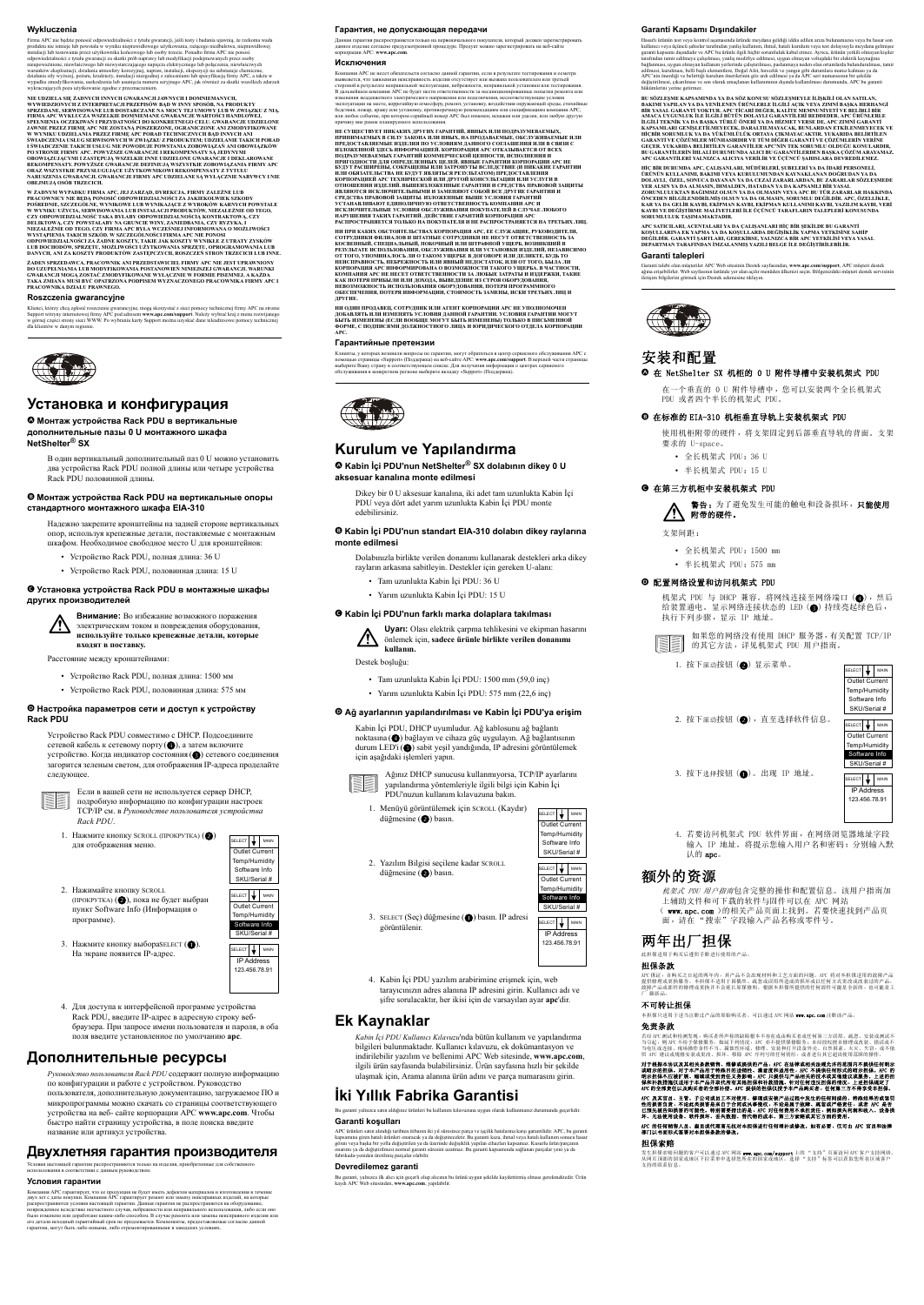## Wykluczenia

Firma APC nie będzie ponosić odpowiedzialności z tytułu gwarancji, jeśli testy i badania ujawnią, że rzekoma wada produktu nie istnieje lub powstała w wyniku nieprawidłowego użytkowania, zaniedbania, nieprawidłowej instalacji lub testowania przez użytkownika lub osoby trzecie. Ponadto firma APC nie ponosi odpowiedzialności z tytułu gwarancji za skutki prób naprawy lub modyfikacji podejmowanych przez osoby nieupoważnione, niewłaściwego lub nieprawidłowego napięcia elektrycznego lub połączenia, niewłaściwych warunków eksploatacji, korozji, naprawy, instalacji, ekspozycji na substancje chemiczne, działania sił wyższych, pożaru, kradzieży, instalacji niezgodnej z zaleceniami APC lub w przypadku usunięcia numeru seryjnego APC, jak również za skutki wszelkich zdarzeń wykraczających poza użytkowanie zgodne z przeznaczeniem.

**NIE UDZIELA SIĘ ŻADNYCH INNYCH GWARANCJI ZAWNYCH I DOMNIEMANYCH, WYNIKAJĄCYCH Z INTERPRETACJI PRZEPISÓW BĄDŹ W INNY SPOSÓB, NA PRODUKTY SPRZEDANE, SERWISOWANE LUB DOSTARCZANE NA MOCY TEJ UMOWY LUB W ZWIĄZKU Z NIĄ. FIRMA APC WYKLUCZA WSZELKIE DOMNIEMANE GWARANCJE WARTOŚCI HANDLOWEJ, SPEŁNIENIA OCZEKIWAŃ I PRZYDATNOŚCI DO KONKRETNEGO CELU. GWARANCJE UDZIELONE ZAWNIE PRZEZ FIRMĘ APC NIE ZOSTANĄ POSZERZONE, OGRANICZONE ANI ZMODYFIKOWANE W WYNIKU UDZIELANIA PRZEZ FIRMĘ APC PORAD TECHNICZNYCH BĄDŹ INNYCH ANI ŚWIADCZENIA USŁUG SERWISOWYCH W ZWIĄZKU Z PRODUKTEM; UDZIELANIE TAKICH PORAD I ŚWIADCZENIE TAKICH USŁUG NIE POWODUJE POWSTANIA ZOBOWIĄZAŃ ANI OBOWIĄZKÓW PO STRONIE FIRMY APC. POWYŻSZE GWARANCJE I REKOMPENSATY SĄ JEDYNYMI OBOWIĄZUJĄCYMI I ZASTĘPUJĄ WSZELKIE INNE GWARANCJE I REKOMPENSATY. POWYŻSZE GWARANCJE DEFINIUJĄ WSZYSTKIE ZOBOWIĄZANIA FIRMY APC ORAZ WSZYSTKIE PRZYSŁUGUJĄCE UŻYTKOWNIKOWI REKOMPENSATY Z TYTUŁU NARUSZENIA GWARANCJI. GWARANCJE FIRMY APC UDZIELANE SĄ WYŁĄCZNIE NABYWCY I NIE OBEJMUJĄ OSÓB TRZECICH.**

**W ŻADNYM WYPADKU FIRMA APC, JEJ ZARZĄD, DYREKCJA, FIRMY ZALEŻNE LUB PRACOWNICY NIE BĘDĄ PONOSIĆ ODPOWIEDZIALNOŚCI ZA JAKIEKOLWIEK SZKODY POŚREDNIE, SZCZEGÓLNE, WYNIKOWE LUB WYNIKAJĄCE Z WYMOGÓW KARNYCH POWSTAŁE W WYNIKU UŻYCIA, SERWISOWANIA LUB INSTALACJI PRODUKTÓW, NIEZALEŻNIE OD TEGO, CZY ODPOWIEDZIALNOŚĆ TAKA WYNIKA Z UMOWY CZY ODPOWIEDZIALNOŚCI KONTRAKTOWEJ, CZY DELIKTOWEJ, CZY POWSTAŁABY NA GRUNCIE WINY, ZANIEDBANIA, CZY RYZYKA, I NIEZALEŻNIE OD TEGO, CZY FIRMA APC BYŁA WCZEŚNIEJ INFORMOWANA O MOŻLIWOŚCI WYSTĄPIENIA TAKICH SZKÓD. W SZCZEGÓLNOŚCI FIRMA APC NIE PONOSI ODPOWIEDZIALNOŚCI ZA ŻADNE KOSZTY, TAKIE JAK KOSZTY WYNIKŁE Z UTRATY ZYSKÓW LUB DOCHODÓW, SPRZĘTU, MOŻLIWOŚCI UŻYTKOWANIA SPRZĘTU, OPROGRAMOWANIA LUB DANYCH, ANI ZA KOSZTY PRODUKTÓW ZASTĘPCZYCH, ROSZCZENIA STRON TRZECICH LUB INNE.**

**ŻADEN SPRZEDAWCA, PRACOWNIK ANI PRZEDSTAWICIEL FIRMY APC NIE JEST UPRAWNIONY DO UZUPEŁNIANIA LUB MODYFIKOWANIA POSTANOWIEŃ NINIEJSZEJ GWARANCJI. WARUNKI GWARANCJI MOGĄ ZOSTAĆ ZMODYFIKOWANE WYŁĄCZNIE W FORMIE PISEMNEJ, A KAŻDA TAKA ZMIANA MUSI BYĆ OPATRZONA PODPISEM WYZNACZONEGO PRACOWNIKA FIRMY APC I PRACOWNIKA DZIAŁU PRAWNEGO.**

## Roszczenia gwarancyjne

Klienci, którzy chcą zgłosić roszczenie gwarancyjne, mogą skontaktować się z siecią pomocy technicznej firmy APC na stronie Support witryny internetowej firmy APC pod adresem **www.apc.com/support**. Należy wybrać kraj z menu rozwijanego w górnej części strony sieci WWW. Po wybraniu karty Support można uzyskać dane teleadresowe pomocy technicznej dla klientów w danym regionie.

# Установка и конфигурация

### Ⓐ Монтаж устройства Rack PDU в вертикальные дополнительные пазы 0 U монтажного шкафа NetShelter® SX

В один вертикальный дополнительный паз 0 U можно установить два устройства Rack PDU полной длины или четыре устройства Rack PDU половинной длины.

### Ⓑ Монтаж устройства Rack PDU на вертикальные опоры стандартного монтажного шкафа EIA-310

Надежно закрепите кронштейны на задней стороне вертикальных опор, используя крепежные детали, поставляемые с монтажным шкафом. Необходимое свободное место U для кронштейнов:

- Устройство Rack PDU, полная длина: 36 U
- Устройство Rack PDU, половинная длина: 15 U

### Ⓒ Установка устройства Rack PDU в монтажные шкафы других производителей

**Внимание:** Во избежание возможного поражения электрическим током и повреждения оборудования, **используйте только крепежные детали, которые входят в поставку.**

Расстояние между кронштейнами:

- Устройство Rack PDU, полная длина: 1500 мм
- Устройство Rack PDU, половинная длина: 575 мм

### Ⓓ Настройка параметров сети и доступ к устройству Rack PDU

Устройство Rack PDU совместимо с DHCP. Подсоедините сетевой кабель к сетевому порту (❹), а затем включите устройство. Когда индикатор состояния (❺) сетевого соединения загорится зеленым светом, для отображения IP-адреса проделайте следующее.

Если в вашей сети не используется сервер DHCP, подробную информацию по конфигурации настроек TCP/IP см. в *Руководстве пользователя устройства Rack PDU*.

1. Нажмите кнопку SCROLL (ПРОКРУТКА) (❷) для отображения меню.

SELECT | MAIN
Outlet Current
Temp/Humidity
Software Info
SKU/Serial #

2. Нажимайте кнопку SCROLL (ПРОКРУТКА) (❷), пока не будет выбран пункт Software Info (Информация о программе).

SELECT | MAIN
Outlet Current
Temp/Humidity
Software Info
SKU/Serial #

3. Нажмите кнопку выбораSELECT (❶). На экране появится IP-адрес.

SELECT | MAIN
IP Address
123.456.78.91

4. Для доступа к интерфейсной программе устройства Rack PDU, введите IP-адрес в адресную строку веб-браузера. При запросе имени пользователя и пароля, в оба поля введите установленное по умолчанию **apc**.

# Дополнительные ресурсы

*Руководство пользователя Rack PDU* содержит полную информацию по конфигурации и работе с устройством. Руководство пользователя, дополнительную документацию, загружаемое ПО и микропрограммы можно скачать со страницы соответствующего устройства на веб-сайте корпорации APC **www.apc.com**. Чтобы быстро найти страницу устройства, в поле поиска введите название или артикул устройства.

# Двухлетняя гарантия производителя

Условия настоящей гарантии распространяются только на изделия, приобретенные для собственного использования в соответствии с данным руководством.

## Условия гарантии

Компания APC гарантирует, что ее продукция не будет иметь дефектов материалов и изготовления в течение двух лет с даты покупки. Компания APC гарантирует ремонт или замену неисправных изделий, на которые распространяется условия настоящей гарантии. Данная гарантия не распространяется на оборудование, поврежденное вследствие несчастного случая, небрежности или неправильного использования, либо если оно было изменено или доработано каким-либо способом. В случае ремонта или замены неисправного изделия или его деталей исходный гарантийный срок не продлевается. Компоненты, предоставляемые согласно данной гарантии, могут быть либо новыми, либо отремонтированными в заводских условиях.

## Гарантия, не допускающая передачи

Данная гарантия распространяется только на первоначального покупателя, который должен зарегистрировать данное изделие согласно предусмотренной процедуре. Продукт можно зарегистрировать на веб-сайте корпорации APC: **www.apc.com**.

## Исключения

Компания APC не несет ответственности согласно данной гарантии, если в результате тестирования и осмотра выявляется, что заявленные неисправности изделия отсутствуют или вызваны пользователем или третьей стороной в результате неправильной эксплуатации, небрежности, неправильной установки или тестирования. В дальнейшем компания APC не будет нести ответственности за несанкционированные попытки ремонта или изменения несоответствующего электрического напряжения или подключения, несоответствующие условия эксплуатации на месте, коррозийную атмосферу, ремонт, установку, воздействие окружающей среды, стихийные бедствия, пожар, кражу или установку, противоречащую рекомендациям или спецификациям компании APC, или любое событие, при котором серийный номер APC был изменен, испорчен или удален, или любую другую причину вне рамок планируемого использования.

**НЕ СУЩЕСТВУЕТ НИКАКИХ ДРУГИХ ГАРАНТИЙ, ЯВНЫХ ИЛИ ПОДРАЗУМЕВАЕМЫХ, ПРИНИМАЕМЫХ В СИЛУ ЗАКОНА ИЛИ ИНЫХ, НА ПРОДАВАЕМЫЕ, ОБСЛУЖИВАЕМЫЕ ИЛИ ПРЕДОСТАВЛЯЕМЫЕ ИЗДЕЛИЯ ПО УСЛОВИЯМ ДАННОГО СОГЛАШЕНИЯ ИЛИ В СВЯЗИ С ИЗЛОЖЕННОЙ ЗДЕСЬ ИНФОРМАЦИЕЙ. КОРПОРАЦИЯ APC ОТКАЗЫВАЕТСЯ ОТ ВСЕХ ПОДРАЗУМЕВАЕМЫХ ГАРАНТИЙ КОММЕРЧЕСКОЙ ВЫГОДЫ, ИСПОЛНЕНИЯ И ПРИГОДНОСТИ ДЛЯ ОПРЕДЕЛЕННЫХ ЦЕЛЕЙ. ЯВНЫЕ ГАРАНТИИ КОРПОРАЦИИ APC НЕ БУДУТ РАСШИРЕНЫ, СОКРАЩЕНЫ ИЛИ ЗАТРОНУТЫ ВСЛЕДСТВИЕ (И НИКАКИЕ ГАРАНТИИ ИЛИ ОБЯЗАТЕЛЬСТВА НЕ БУДУТ ЯВЛЯТЬСЯ РЕЗУЛЬТАТОМ) ПРЕДОСТАВЛЕНИЯ КОРПОРАЦИЕЙ APC ТЕХНИЧЕСКОЙ ИЛИ ДРУГОЙ КОНСУЛЬТАЦИИ ИЛИ УСЛУГИ В ОТНОШЕНИИ ИЗДЕЛИЙ. ВЫШЕИЗЛОЖЕННЫЕ ГАРАНТИИ И СРЕДСТВА ПРАВОВОЙ ЗАЩИТЫ ЯВЛЯЮТСЯ ИСКЛЮЧИТЕЛЬНЫМИ И ЗАМЕНЯЮТ СОБОЙ ВСЕ ДРУГИЕ ГАРАНТИИ И СРЕДСТВА ПРАВОВОЙ ЗАЩИТЫ. ИЗЛОЖЕННЫЕ ВЫШЕ УСЛОВИЯ ГАРАНТИЙ УСТАНАВЛИВАЮТ ЕДИНОЛИЧНУЮ ОТВЕТСТВЕННОСТЬ КОМПАНИИ APC И ИСКЛЮЧИТЕЛЬНЫЕ УСЛОВИЯ ОБСЛУЖИВАНИЯ ПОКУПАТЕЛЕЙ В СЛУЧАЕ ЛЮБОГО НАРУШЕНИЯ ТАКИХ ГАРАНТИЙ. ДЕЙСТВИЕ ГАРАНТИЙ КОРПОРАЦИИ APC РАСПРОСТРАНЯЕТСЯ ТОЛЬКО НА ПОКУПАТЕЛЯ И НЕ РАСПРОСТРАНЯЕТСЯ НА ТРЕТЬИХ ЛИЦ.**

**НИ ПРИ КАКИХ ОБСТОЯТЕЛЬСТВАХ КОРПОРАЦИЯ APC, ЕЕ СЛУЖАЩИЕ, РУКОВОДИТЕЛИ, СОТРУДНИКИ ФИЛИАЛОВ И ШТАТНЫЕ СОТРУДНИКИ НЕ НЕСУТ ОТВЕТСТВЕННОСТЬ ЗА КОСВЕННЫЙ, СПЕЦИАЛЬНЫЙ, ПОБОЧНЫЙ ИЛИ ШТРАФНОЙ УЩЕРБ, ВОЗНИКШИЙ В РЕЗУЛЬТАТЕ ИСПОЛЬЗОВАНИЯ, ОБСЛУЖИВАНИЯ ИЛИ УСТАНОВКИ ИЗДЕЛИЙ, НЕЗАВИСИМО ОТ ТОГО, УПОМИНАЛОСЬ ЛИ О ТАКОМ УЩЕРБЕ В ДОГОВОРЕ ИЛИ ДЕЛИКТЕ, БУДЬ ТО НЕИСПРАВНОСТЬ, НЕБРЕЖНОСТЬ ИЛИ ЯВНЫЙ НЕДОСТАТОК, ИЛИ ОТ ТОГО, БЫЛА ЛИ КОРПОРАЦИЯ APC ИНФОРМИРОВАНА О ВОЗМОЖНОСТИ ТАКОГО УЩЕРБА. В ЧАСТНОСТИ, КОМПАНИЯ APC НЕ НЕСЕТ ОТВЕТСТВЕННОСТИ ЗА ЛЮБЫЕ ЗАТРАТЫ И ИЗДЕРЖКИ, ТАКИЕ КАК ПОТЕРЯ ПРИБЫЛИ ИЛИ ДОХОДА, ВЫВЕДЕНИЕ ИЗ СТРОЯ ОБОРУДОВАНИЯ, НЕВОЗМОЖНОСТЬ ИСПОЛЬЗОВАНИЯ ОБОРУДОВАНИЯ, ПОТЕРЯ ПРОГРАММНОГО ОБЕСПЕЧЕНИЯ, ПОТЕРЯ ИНФОРМАЦИИ, СТОИМОСТЬ ЗАМЕНЫ, ИСКИ ТРЕТЬИХ ЛИЦ И ДРУГИЕ.**

**НИ ОДИН ПРОДАВЕЦ, СОТРУДНИК ИЛИ АГЕНТ КОРПОРАЦИИ APC НЕ УПОЛНОМОЧЕН ДОБАВЛЯТЬ ИЛИ ИЗМЕНЯТЬ УСЛОВИЯ ДАННОЙ ГАРАНТИИ. УСЛОВИЯ ГАРАНТИИ МОГУТ БЫТЬ ИЗМЕНЕНЫ (ЕСЛИ ВООБЩЕ МОГУТ БЫТЬ ИЗМЕНЕНЫ) ТОЛЬКО В ПИСЬМЕННОЙ ФОРМЕ, С ПОДПИСЯМИ ДОЛЖНОСТНОГО ЛИЦА И ЮРИДИЧЕСКОГО ОТДЕЛА КОРПОРАЦИИ APC.**

## Гарантийные претензии

Клиенты, у которых возникли вопросы по гарантии, могут обратиться в центр сервисного обслуживания APC с помощью страницы «Support» (Поддержка) на веб-сайте APC: **www.apc.com/support**. В верхней части страницы выберите Вашу страну в соответствующем списке. Для получения информации о центрах сервисного обслуживания в конкретном регионе выберите вкладку «Support» (Поддержка).

# Kurulum ve Yapılandırma

### Ⓐ Kabin İçi PDU'nun NetShelter® SX dolabının dikey 0 U aksesuar kanalına monte edilmesi

Dikey bir 0 U aksesuar kanalına, iki adet tam uzunlukta Kabin İçi PDU veya dört adet yarım uzunlukta Kabin İçi PDU monte edebilirsiniz.

### Ⓑ Kabin İçi PDU'nun standart EIA-310 dolabın dikey raylarına monte edilmesi

Dolabınızla birlikte verilen donanımı kullanarak destekleri arka dikey rayların arkasına sabitleyin. Destekler için gereken U-alanı:

- Tam uzunlukta Kabin İçi PDU: 36 U
- Yarım uzunlukta Kabin İçi PDU: 15 U

### Ⓒ Kabin İçi PDU'nun farklı marka dolaplara takılması

**Uyarı:** Olası elektrik çarpma tehlikesini ve ekipman hasarını önlemek için, **sadece ürünle birlikte verilen donanımı kullanın.**

Destek boşluğu:

- Tam uzunlukta Kabin İçi PDU: 1500 mm (59,0 inç)
- Yarım uzunlukta Kabin İçi PDU: 575 mm (22,6 inç)

### Ⓓ Ağ ayarlarının yapılandırılması ve Kabin İçi PDU'ya erişim

Kabin İçi PDU, DHCP uyumludur. Ağ kablosunu ağ bağlantı noktasına (❹) bağlayın ve cihaza güç uygulayın. Ağ bağlantısının durum LED'i (❺) sabit yeşil yandığında, IP adresini görüntülemek için aşağıdaki işlemleri yapın.

Ağınız DHCP sunucusu kullanmıyorsa, TCP/IP ayarlarını yapılandırma yöntemleriyle ilgili bilgi için Kabin İçi PDU'nuzun kullanım kılavuzuna bakın.

1. Menüyü görüntülemek için SCROLL (Kaydır) düğmesine (❷) basın.

SELECT | MAIN
Outlet Current
Temp/Humidity
Software Info
SKU/Serial #

2. Yazılım Bilgisi seçilene kadar SCROLL düğmesine (❷) basın.

SELECT | MAIN
Outlet Current
Temp/Humidity
Software Info
SKU/Serial #

3. SELECT (Seç) düğmesine (❶) basın. IP adresi görüntülenir.

SELECT | MAIN
IP Address
123.456.78.91

4. Kabin İçi PDU yazılım arabirimine erişmek için, web tarayıcınızın adres alanına IP adresini girin. Kullanıcı adı ve şifre sorulacaktır, her ikisi için de varsayılan ayar **apc**'dir.

# Ek Kaynaklar

*Kabin İçi PDU Kullanıcı Kılavuzu*'nda bütün kullanım ve yapılandırma bilgileri bulunmaktadır. Kullanıcı kılavuzu, ek dokümantasyon ve indirilebilir yazılım ve bellenimi APC Web sitesinde, **www.apc.com**, ilgili ürün sayfasında bulunabilirsiniz. Ürün sayfasına hızlı bir şekilde ulaşmak için, Arama alanına ürün adını ve parça numarasını girin.

# İki Yıllık Fabrika Garantisi

Bu garanti yalnızca satın aldığınız ürünleri bu kullanım kılavuzuna uygun olarak kullanmanız durumunda geçerlidir.

## Garanti koşulları

APC ürünleri satın alındığı tarihten itibaren iki yıl süresince parça ve işçilik hatalarına karşı garantilidir. APC, bu garanti kapsamına giren hatalı ürünleri onararak ya da değiştirecektir. Bu garanti kaza, ihmal veya hatalı kullanım sonucu hasar gören veya başka bir şekilde değiştirilen ya da üzerinde değişiklik yapılan cihazları kapsamaz. Kusurlu ürün/parçanın onarımı ya da değiştirilmesi normal garanti süresini uzatmaz. Bu garanti kapsamında sağlanan parçalar yeni ya da fabrikada-yeniden üretilmiş parçalar olabilir.

## Devredilemez garanti

Bu garanti, yalnızca ilk alıcı için geçerli olup alıcının bu ürünü uygun şekilde kaydettirmiş olması gerekmektedir. Ürün kaydı APC Web sitesinden, **www.apc.com**, yapılabilir.

## Garanti Kapsamı Dışındakiler

Hasarlı ürünün test veya kontrol aşamasında ürünün meydana geldiği iddia edilen arıza bulunmaması veya bu hasar son kullanıcı veya üçüncü şahıslar tarafından yanlış kullanım, ihmal, hatalı kurulum veya test sonucu meydana gelmişse garanti kapsamı dışındadır ve APC bu ürünle ilgili hiçbir sorumluluk kabul etmez. Ayrıca, ürünün yetkili olmayan kişiler tarafından tamir edilmesi ya da değiştirilmesi, yanlış modifiye edilmesi, uygun olmayan voltajda bir elektrik kaynağına bağlanması, uygun olmayan ortamda çalıştırılması, paslanmaya neden olan ortamlarda bulundurulması, tamir edilmesi, kurulması, hasar görmesi, doğal afetler, yangın, hırsızlık, APC önerileri veya teknik özellikleri dışında kurulması ya da APC'nin seri numarasının değiştirilmesi, bozulması veya silinmesi veya kullanım amacının dışında kullanılması durumunda APC garanti kapsamında herhangi bir sorumluluk kabul etmez.

**BU SÖZLEŞME KAPSAMINDA YA DA SÖZ KONUSU SÖZLEŞMEYLE İLİŞKİLİ OLAN SATILAN, BAKIMI YAPILAN YA DA YENİLENEN ÜRÜNLERLE İLGİLİ AÇIK VEYA ZIMNİ BAŞKA HERHANGİ BİR YASAL GARANTİ YOKTUR. APC TİCARİ DEĞER, KALİTE MEMNUNİYETİ VE BELİRLİ BİR AMACA UYGUNLUK İLE İLGİLİ BÜTÜN DOLAYLI GARANTİLERİ REDDEDER. APC'NİN ÜRÜNLERLE İLGİLİ TEKNİK YA DA BAŞKA TÜRLÜ ÖNERİ YA DA HİZMETLER VERMESİ APC ZIMNİ GARANTİ KAPSAMLARI GENİŞLETİLMEYECEK, DARALTILMAYACAK, BUNLARDAN ETKİLENMEYECEK VE HİÇBİR SORUMLULUK YA DA YÜKÜMLÜLÜK ORTAYA ÇIKMAYACAKTIR. YUKARIDA BELİRTİLEN GARANTİ VE ÇÖZÜMLER MÜNHASIRDIR VE TÜM DİĞER GARANTİ VE ÇÖZÜMLERİN YERİNE GEÇER. YUKARIDA BELİRTİLEN GARANTİLER APC'NİN TEK SORUMLULUĞUDUR VE HERHANGİ BİR GARANTİ İHLALİ DURUMUNDA ALICI BU GARANTİLERDEN BAŞKA ÇÖZÜM ARAYAMAZ. APC GARANTİLERİ YALNIZCA ALICIYA VERİLİR VE ÜÇÜNCÜ ŞAHISLARA DEVREDİLEMEZ.**

**HİÇ BİR DURUMDA APC, ÇALIŞANLARI, MÜDÜRLERİ, ŞUBELERİ YA DA İDARİ PERSONELİ, ÜRÜNÜN KULLANIMI, BAKIMI VEYA KURULUMUNDAN KAYNAKLANAN DOĞRUDAN YA DA DOLAYLI, ÖZEL, SONUÇ DAYANAN YA DA CEZAİ ZARARLARDAN, BU ZARARLAR SÖZLEŞMEDE YER ALSIN YA DA ALMASIN, İHMALDEN, HATADAN YA DA KAPSAMLI BİR YASAL ZORUNLULUKTAN KAYNAKLANSIN YA DA KAYNAKLANMASIN VEYA APC BU TÜR ZARARLAR HAKKINDA ÖNCEDEN BİLGİLENDİRİLMİŞ OLSUN YA DA OLMASIN, SORUMLU DEĞİLDİR. APC, ÖZELLİKLE, KAR YA DA GELİR KAYBI, EKİPMAN KAYBI, EKİPMAN KULLANIMI KAYBI, YAZILIM KAYBI, VERİ KAYBI VE DEĞİŞTİRME MALİYETLERİ İLE ÜÇÜNCÜ TARAFLARIN TALEPLERİ KONUSUNDA SORUMLULUK TAŞIMAMAKTADIR.**

**APC SATICILARI, ACENTALARI YA DA ÇALIŞANLARI HİÇ BİR ŞEKİLDE BU GARANTİ KOŞULLARINA EK YAPMA YA DA KOŞULLARDA DEĞİŞİKLİK YAPMA YETKİSİNE SAHİP DEĞİLDİR. GARANTİ ŞARTLARI, GEREKİRSE, YALNIZCA BİR APC YETKİLİSİ VEYA YASAL DEPARTMAN TARAFINDAN İMZALANMIŞ YAZILI BELGE İLE DEĞİŞTİRİLEBİLİR.**

## Garanti talepleri

Garanti talebi olan müşteriler APC Web sitesinin Destek sayfasından, **www.apc.com/support**, APC müşteri destek ağına erişebilirler. Web sayfasının üstünde yer alan açılır menüden ülkenizi seçin. Bölgenizdeki müşteri destek servisinin iletişim bilgilerini görmek için Destek sekmesine tıklayın.

# 安装和配置

### Ⓐ 在 NetShelter SX 机柜的 0 U 附件导槽中安装机架式 PDU

在一个垂直的 0 U 附件导槽中，您可以安装两个全长机架式 PDU 或四个半长的机架式 PDU。

### Ⓑ 在标准的 EIA-310 机柜垂直导轨上安装机架式 PDU

使用机柜附带的硬件，将支架固定到后部垂直导轨的背面。支架要求的 U-space。

- 全长机架式 PDU：36 U
- 半长机架式 PDU：15 U

### Ⓒ 在第三方机柜中安装机架式 PDU

**警告：**为了避免发生可能的触电和设备损坏，**只能使用附带的硬件。**

支架间距：

- 全长机架式 PDU：1500 mm
- 半长机架式 PDU：575 mm

### Ⓓ 配置网络设置和访问机架式 PDU

机架式 PDU 与 DHCP 兼容。将网线连接至网络端口（❹），然后给装置通电。显示网络连接状态的 LED（❺）持续亮起绿色后，执行下列步骤，显示 IP 地址。

如果您的网络没有使用 DHCP 服务器，有关配置 TCP/IP 的其它方法，详见机架式 PDU 用户指南。

1. 按下滚动按钮（❷）显示菜单。

SELECT | MAIN
Outlet Current
Temp/Humidity
Software Info
SKU/Serial #

2. 按下滚动按钮（❷），直至选择软件信息。

SELECT | MAIN
Outlet Current
Temp/Humidity
Software Info
SKU/Serial #

3. 按下选择按钮（❶）。出现 IP 地址。

SELECT | MAIN
IP Address
123.456.78.91

4. 若要访问机架式 PDU 软件界面，在网络浏览器地址字段输入 IP 地址。将提示您输入用户名和密码：分别输入默认的 **apc**。

# 额外的资源

*机架式 PDU 用户指南*包含完整的操作和配置信息。该用户指南加上辅助文件和可下载的软件与固件可以在 APC 网站（**www.apc.com**）的相关产品页面上找到。若要快速找到产品页面，请在"搜索"字段输入产品名称或零件号。

# 两年出厂担保

此担保适用于购买后遵照手册进行使用的产品。

## 担保条款

APC 保证，自购买之日起的两年内，其产品不会出现材料和工艺方面的问题。APC 将对本担保适用的故障产品提供修理或更换服务。本担保不适用于因事故、疏忽或误用而造成损坏的产品，以及以任何方式更改或改装过的产品。修理或更换故障产品或其零部件不会延长原担保期。根据本担保所提供的任何部件可能是全新的，也可能是工厂翻修品。

## 不可转让担保

本担保只适用于适当注册过产品的原始购买者。可以通过 APC 网站 **www.apc.com** 注册该产品。

## 免责条款

若经 APC 测试和检测发现，所宣称的产品缺陷不存在或是由最终用户或任何第三方误用、疏忽、安装或测试不当引起，则 APC 不给予担保服务。此外，对于因下列原因造成的损失，APC 也不负责担保：未经授权而尝试修理或改装；使用不正确或不适当的电压或连接；不适当的现场操作条件；腐蚀性环境；修理、安装、暴露在自然环境中；天灾；火灾；偷盗；未按 APC 建议或规格进行安装；或 APC 序列号已被更改、损坏或删除；或者任何其它超出预期使用范围的原因。

**对于根据本协议及其相关条款销售、维修或提供的产品，APC 在法律或其它方面均未作出任何其它明示或默示的担保。APC 放弃所有关于适销性、满意度和适用性的默示担保。APC 的明示担保不会因 APC 提供与产品有关的技术或其它建议或服务而有所扩大、缩小或受影响，也不会因此而产生任何义务或责任。上述担保和补救措施是排他性的，并且取代所有其它担保和补救措施。上述担保阐明了 APC 的全部责任以及购买者违反担保时的唯一补救措施。APC 的担保仅适用于购买者，并不适用于任何第三方。**

**APC 及其官员、主管、子公司或员工不对使用、维修或安装产品而引起的任何间接、特殊、必然或惩罚性损害负责，无论此类损害是否由合同或侵权行为引起，也不论是否存在过错、疏忽或严格责任，或者 APC 是否已事先被告知此类损害的可能性。特别地，APC 对任何费用不负有责任，如利润或收入损失、设备损失、设备使用权损失、软件损失、数据损失、替代成本、第三方索赔或其它费用。**

**APC 的任何销售人员、雇员或代理商均无权对本担保的条款进行增加或修改。如有必要，只能以书面形式修改担保条款，并须由 APC 官员和法律部门签字。**

## 担保索赔

有担保索赔问题的客户可以通过 APC 网站（**www.apc.com/support**）上的"支持"页面访问 APC 客户支持网络。从网页顶部的国家/地区下拉菜单中选择您所在的国家/地区。选择"支持"标签可以获取您所在区域客户支持的联系信息。